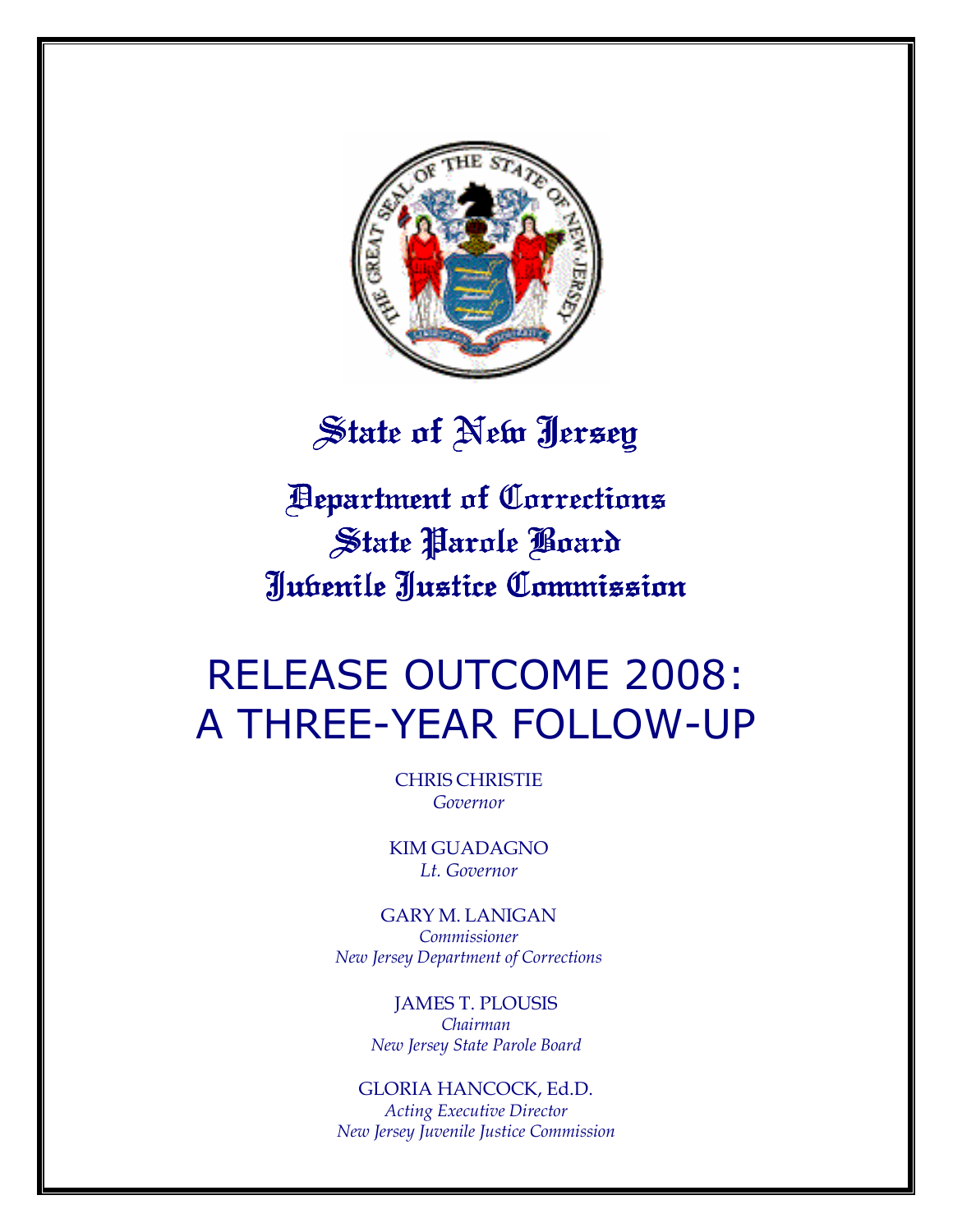# State of New Jersey

## Department of Corrections
## State Parole Board
## Juvenile Justice Commission

# RELEASE OUTCOME 2008: A THREE-YEAR FOLLOW-UP

CHRIS CHRISTIE
*Governor*

KIM GUADAGNO
*Lt. Governor*

GARY M. LANIGAN
*Commissioner*
*New Jersey Department of Corrections*

JAMES T. PLOUSIS
*Chairman*
*New Jersey State Parole Board*

GLORIA HANCOCK, Ed.D.
*Acting Executive Director*
*New Jersey Juvenile Justice Commission*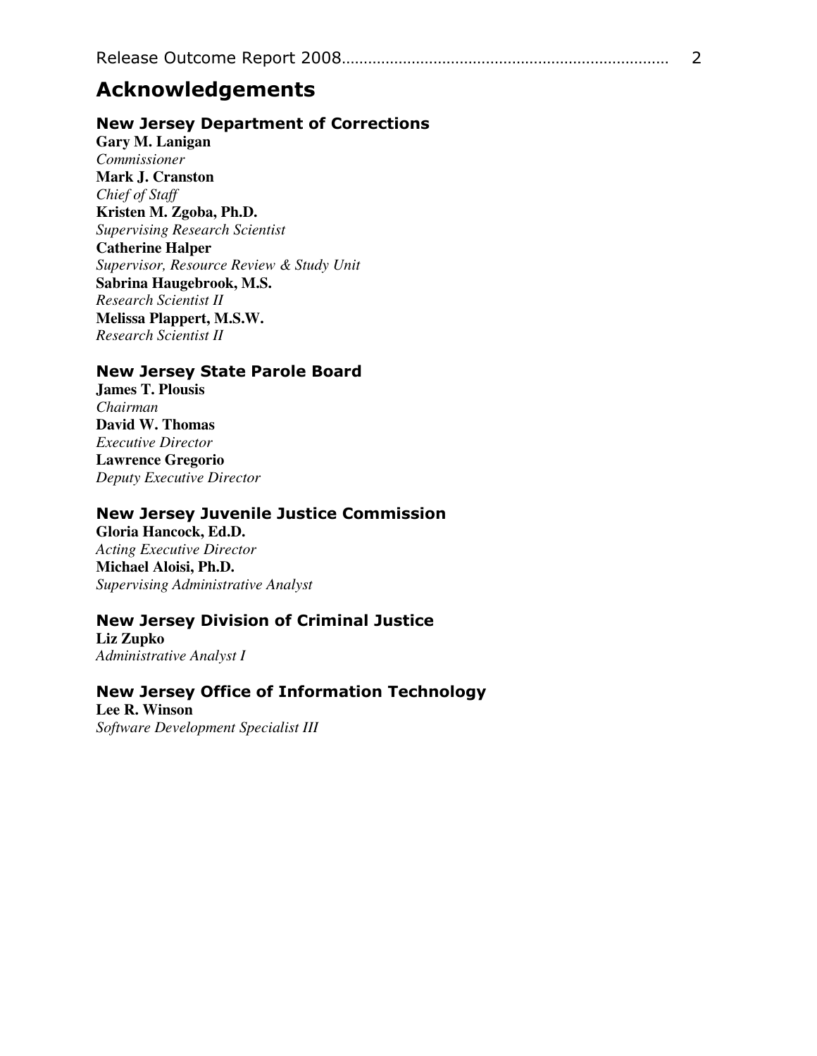# Acknowledgements

### New Jersey Department of Corrections

**Gary M. Lanigan**
*Commissioner*
**Mark J. Cranston**
*Chief of Staff*
**Kristen M. Zgoba, Ph.D.**
*Supervising Research Scientist*
**Catherine Halper**
*Supervisor, Resource Review & Study Unit*
**Sabrina Haugebrook, M.S.**
*Research Scientist II*
**Melissa Plappert, M.S.W.**
*Research Scientist II*

### New Jersey State Parole Board

**James T. Plousis**
*Chairman*
**David W. Thomas**
*Executive Director*
**Lawrence Gregorio**
*Deputy Executive Director*

### New Jersey Juvenile Justice Commission

**Gloria Hancock, Ed.D.**
*Acting Executive Director*
**Michael Aloisi, Ph.D.**
*Supervising Administrative Analyst*

### New Jersey Division of Criminal Justice

**Liz Zupko**
*Administrative Analyst I*

### New Jersey Office of Information Technology

**Lee R. Winson**
*Software Development Specialist III*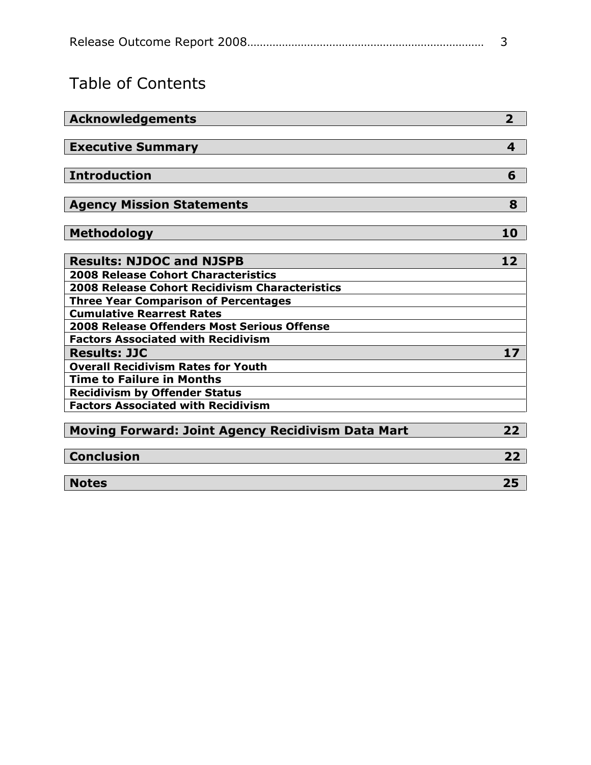# Table of Contents

| Section | Page |
|---|---|
| **Acknowledgements** | **2** |
| **Executive Summary** | **4** |
| **Introduction** | **6** |
| **Agency Mission Statements** | **8** |
| **Methodology** | **10** |
| **Results: NJDOC and NJSPB** | **12** |
| **2008 Release Cohort Characteristics** | |
| **2008 Release Cohort Recidivism Characteristics** | |
| **Three Year Comparison of Percentages** | |
| **Cumulative Rearrest Rates** | |
| **2008 Release Offenders Most Serious Offense** | |
| **Factors Associated with Recidivism** | |
| **Results: JJC** | **17** |
| **Overall Recidivism Rates for Youth** | |
| **Time to Failure in Months** | |
| **Recidivism by Offender Status** | |
| **Factors Associated with Recidivism** | |
| **Moving Forward: Joint Agency Recidivism Data Mart** | **22** |
| **Conclusion** | **22** |
| **Notes** | **25** |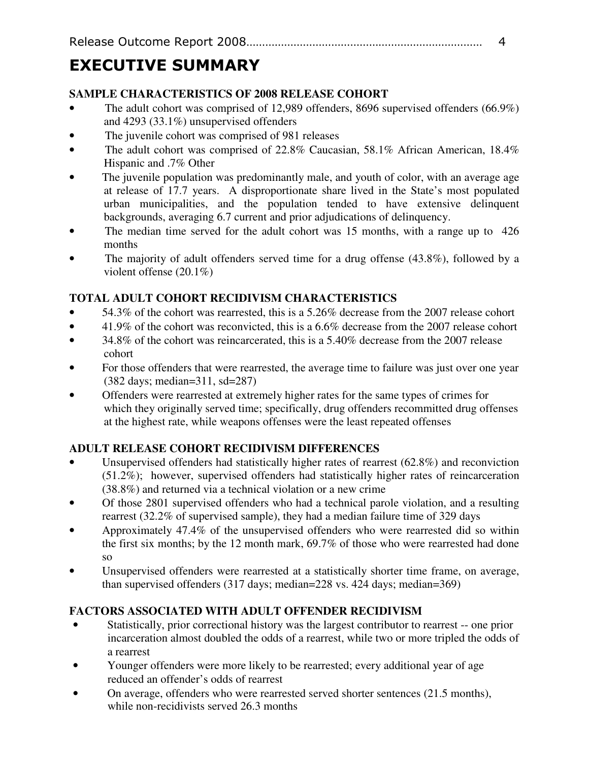# EXECUTIVE SUMMARY

### SAMPLE CHARACTERISTICS OF 2008 RELEASE COHORT

- The adult cohort was comprised of 12,989 offenders, 8696 supervised offenders (66.9%) and 4293 (33.1%) unsupervised offenders
- The juvenile cohort was comprised of 981 releases
- The adult cohort was comprised of 22.8% Caucasian, 58.1% African American, 18.4% Hispanic and .7% Other
- The juvenile population was predominantly male, and youth of color, with an average age at release of 17.7 years. A disproportionate share lived in the State's most populated urban municipalities, and the population tended to have extensive delinquent backgrounds, averaging 6.7 current and prior adjudications of delinquency.
- The median time served for the adult cohort was 15 months, with a range up to 426 months
- The majority of adult offenders served time for a drug offense (43.8%), followed by a violent offense (20.1%)

### TOTAL ADULT COHORT RECIDIVISM CHARACTERISTICS

- 54.3% of the cohort was rearrested, this is a 5.26% decrease from the 2007 release cohort
- 41.9% of the cohort was reconvicted, this is a 6.6% decrease from the 2007 release cohort
- 34.8% of the cohort was reincarcerated, this is a 5.40% decrease from the 2007 release cohort
- For those offenders that were rearrested, the average time to failure was just over one year (382 days; median=311, sd=287)
- Offenders were rearrested at extremely higher rates for the same types of crimes for which they originally served time; specifically, drug offenders recommitted drug offenses at the highest rate, while weapons offenses were the least repeated offenses

### ADULT RELEASE COHORT RECIDIVISM DIFFERENCES

- Unsupervised offenders had statistically higher rates of rearrest (62.8%) and reconviction (51.2%); however, supervised offenders had statistically higher rates of reincarceration (38.8%) and returned via a technical violation or a new crime
- Of those 2801 supervised offenders who had a technical parole violation, and a resulting rearrest (32.2% of supervised sample), they had a median failure time of 329 days
- Approximately 47.4% of the unsupervised offenders who were rearrested did so within the first six months; by the 12 month mark, 69.7% of those who were rearrested had done so
- Unsupervised offenders were rearrested at a statistically shorter time frame, on average, than supervised offenders (317 days; median=228 vs. 424 days; median=369)

### FACTORS ASSOCIATED WITH ADULT OFFENDER RECIDIVISM

- Statistically, prior correctional history was the largest contributor to rearrest -- one prior incarceration almost doubled the odds of a rearrest, while two or more tripled the odds of a rearrest
- Younger offenders were more likely to be rearrested; every additional year of age reduced an offender's odds of rearrest
- On average, offenders who were rearrested served shorter sentences (21.5 months), while non-recidivists served 26.3 months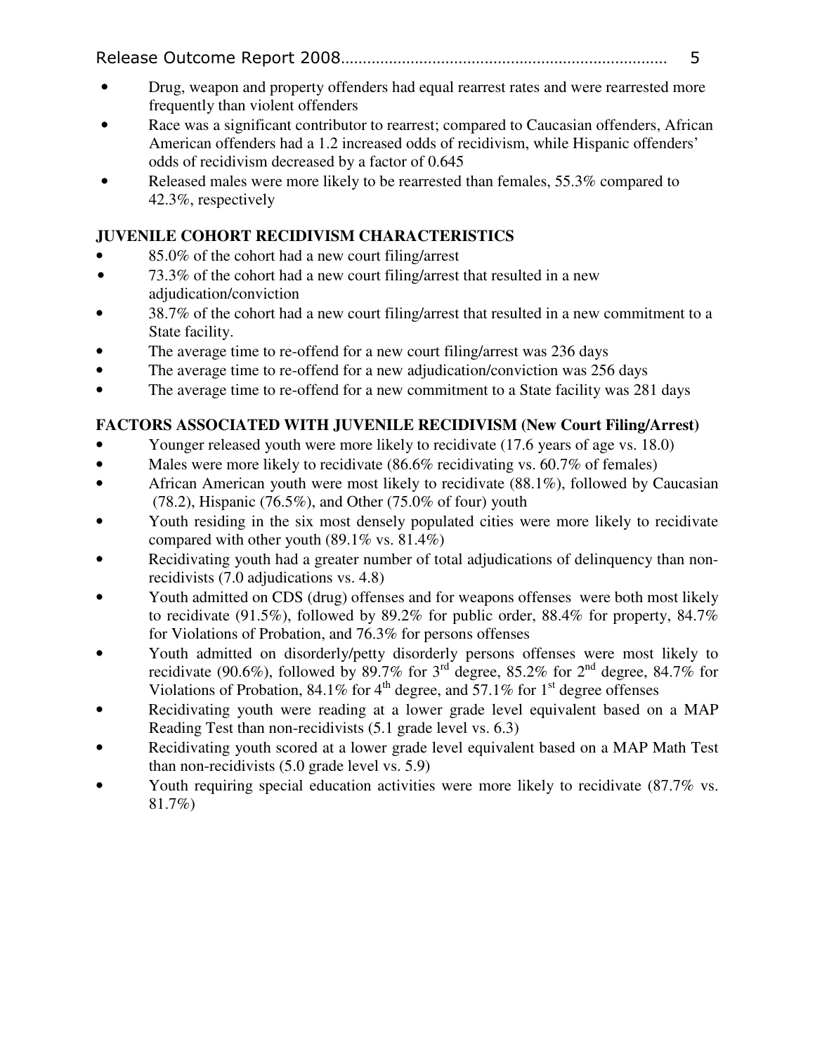- Drug, weapon and property offenders had equal rearrest rates and were rearrested more frequently than violent offenders
- Race was a significant contributor to rearrest; compared to Caucasian offenders, African American offenders had a 1.2 increased odds of recidivism, while Hispanic offenders' odds of recidivism decreased by a factor of 0.645
- Released males were more likely to be rearrested than females, 55.3% compared to 42.3%, respectively

**JUVENILE COHORT RECIDIVISM CHARACTERISTICS**

- 85.0% of the cohort had a new court filing/arrest
- 73.3% of the cohort had a new court filing/arrest that resulted in a new adjudication/conviction
- 38.7% of the cohort had a new court filing/arrest that resulted in a new commitment to a State facility.
- The average time to re-offend for a new court filing/arrest was 236 days
- The average time to re-offend for a new adjudication/conviction was 256 days
- The average time to re-offend for a new commitment to a State facility was 281 days

**FACTORS ASSOCIATED WITH JUVENILE RECIDIVISM (New Court Filing/Arrest)**

- Younger released youth were more likely to recidivate (17.6 years of age vs. 18.0)
- Males were more likely to recidivate (86.6% recidivating vs. 60.7% of females)
- African American youth were most likely to recidivate (88.1%), followed by Caucasian (78.2), Hispanic (76.5%), and Other (75.0% of four) youth
- Youth residing in the six most densely populated cities were more likely to recidivate compared with other youth (89.1% vs. 81.4%)
- Recidivating youth had a greater number of total adjudications of delinquency than non-recidivists (7.0 adjudications vs. 4.8)
- Youth admitted on CDS (drug) offenses and for weapons offenses were both most likely to recidivate (91.5%), followed by 89.2% for public order, 88.4% for property, 84.7% for Violations of Probation, and 76.3% for persons offenses
- Youth admitted on disorderly/petty disorderly persons offenses were most likely to recidivate (90.6%), followed by 89.7% for 3rd degree, 85.2% for 2nd degree, 84.7% for Violations of Probation, 84.1% for 4th degree, and 57.1% for 1st degree offenses
- Recidivating youth were reading at a lower grade level equivalent based on a MAP Reading Test than non-recidivists (5.1 grade level vs. 6.3)
- Recidivating youth scored at a lower grade level equivalent based on a MAP Math Test than non-recidivists (5.0 grade level vs. 5.9)
- Youth requiring special education activities were more likely to recidivate (87.7% vs. 81.7%)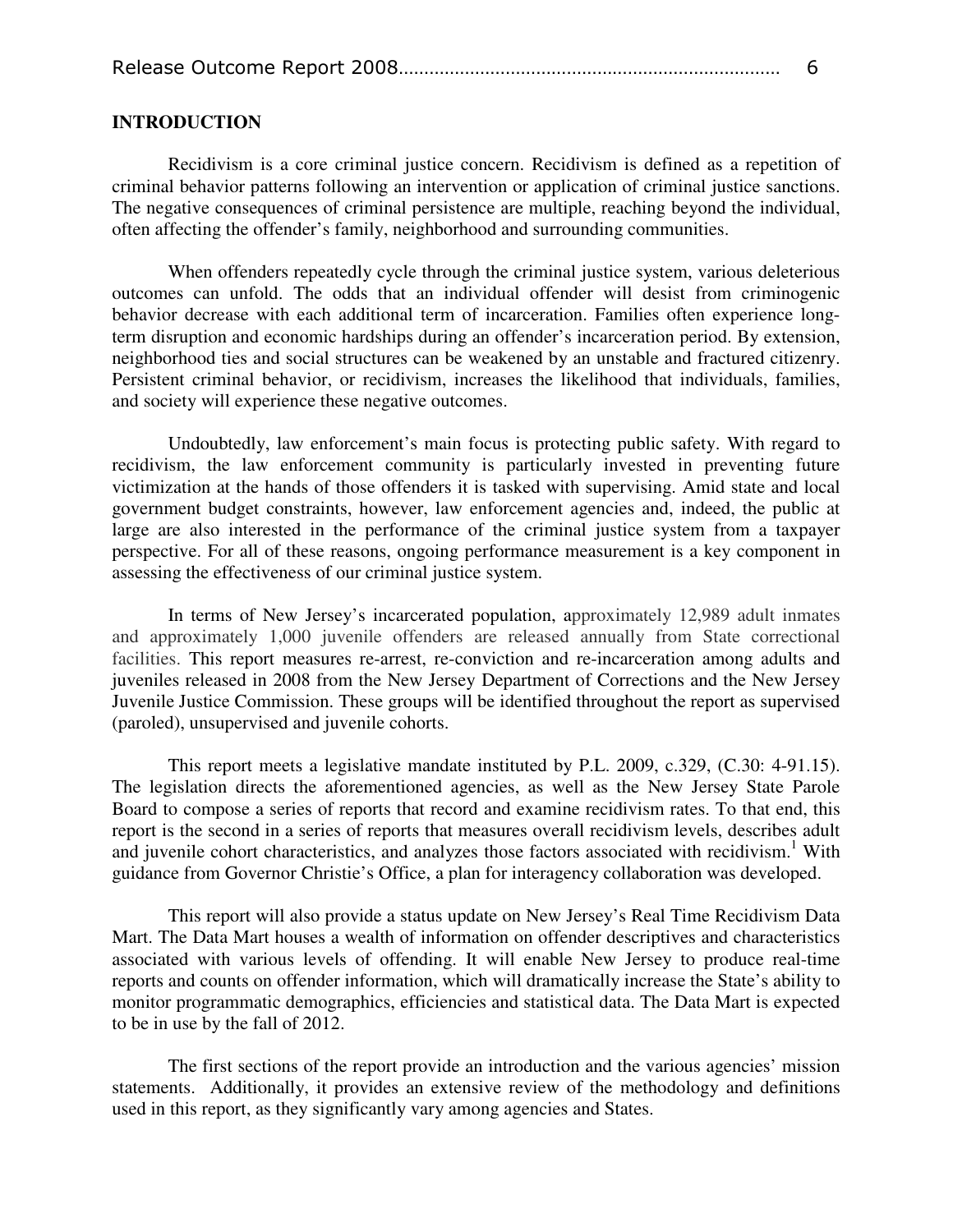## INTRODUCTION

Recidivism is a core criminal justice concern. Recidivism is defined as a repetition of criminal behavior patterns following an intervention or application of criminal justice sanctions. The negative consequences of criminal persistence are multiple, reaching beyond the individual, often affecting the offender's family, neighborhood and surrounding communities.

When offenders repeatedly cycle through the criminal justice system, various deleterious outcomes can unfold. The odds that an individual offender will desist from criminogenic behavior decrease with each additional term of incarceration. Families often experience long-term disruption and economic hardships during an offender's incarceration period. By extension, neighborhood ties and social structures can be weakened by an unstable and fractured citizenry. Persistent criminal behavior, or recidivism, increases the likelihood that individuals, families, and society will experience these negative outcomes.

Undoubtedly, law enforcement's main focus is protecting public safety. With regard to recidivism, the law enforcement community is particularly invested in preventing future victimization at the hands of those offenders it is tasked with supervising. Amid state and local government budget constraints, however, law enforcement agencies and, indeed, the public at large are also interested in the performance of the criminal justice system from a taxpayer perspective. For all of these reasons, ongoing performance measurement is a key component in assessing the effectiveness of our criminal justice system.

In terms of New Jersey's incarcerated population, approximately 12,989 adult inmates and approximately 1,000 juvenile offenders are released annually from State correctional facilities. This report measures re-arrest, re-conviction and re-incarceration among adults and juveniles released in 2008 from the New Jersey Department of Corrections and the New Jersey Juvenile Justice Commission. These groups will be identified throughout the report as supervised (paroled), unsupervised and juvenile cohorts.

This report meets a legislative mandate instituted by P.L. 2009, c.329, (C.30: 4-91.15). The legislation directs the aforementioned agencies, as well as the New Jersey State Parole Board to compose a series of reports that record and examine recidivism rates. To that end, this report is the second in a series of reports that measures overall recidivism levels, describes adult and juvenile cohort characteristics, and analyzes those factors associated with recidivism.[1] With guidance from Governor Christie's Office, a plan for interagency collaboration was developed.

This report will also provide a status update on New Jersey's Real Time Recidivism Data Mart. The Data Mart houses a wealth of information on offender descriptives and characteristics associated with various levels of offending. It will enable New Jersey to produce real-time reports and counts on offender information, which will dramatically increase the State's ability to monitor programmatic demographics, efficiencies and statistical data. The Data Mart is expected to be in use by the fall of 2012.

The first sections of the report provide an introduction and the various agencies' mission statements. Additionally, it provides an extensive review of the methodology and definitions used in this report, as they significantly vary among agencies and States.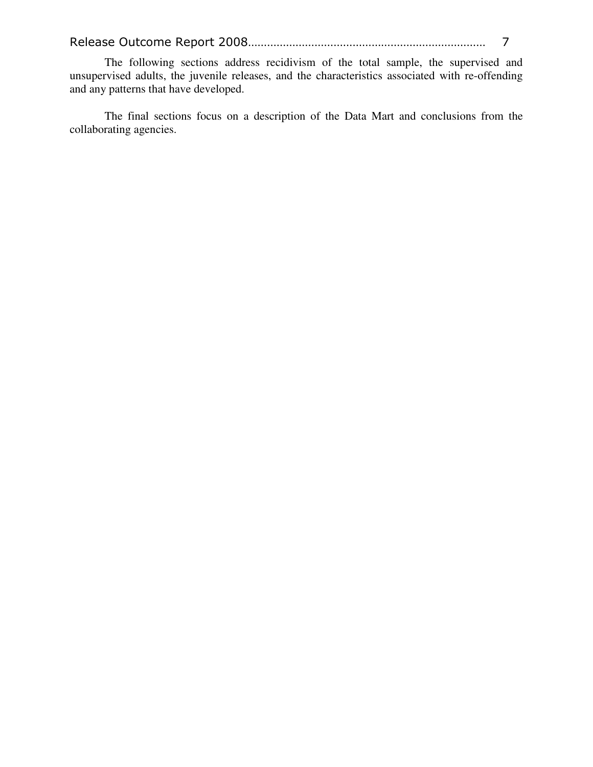The following sections address recidivism of the total sample, the supervised and unsupervised adults, the juvenile releases, and the characteristics associated with re-offending and any patterns that have developed.

The final sections focus on a description of the Data Mart and conclusions from the collaborating agencies.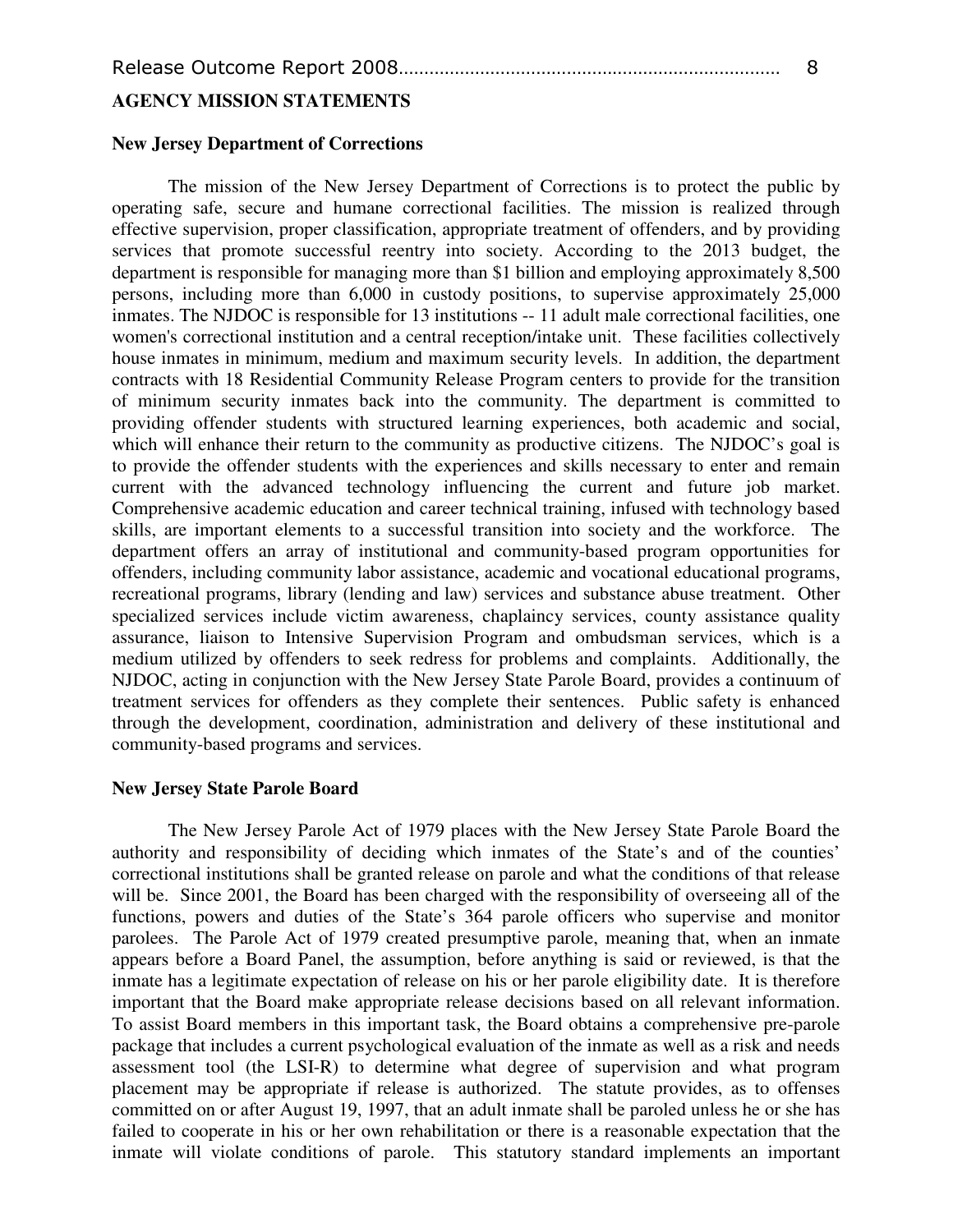## AGENCY MISSION STATEMENTS

### New Jersey Department of Corrections

The mission of the New Jersey Department of Corrections is to protect the public by operating safe, secure and humane correctional facilities. The mission is realized through effective supervision, proper classification, appropriate treatment of offenders, and by providing services that promote successful reentry into society. According to the 2013 budget, the department is responsible for managing more than $1 billion and employing approximately 8,500 persons, including more than 6,000 in custody positions, to supervise approximately 25,000 inmates. The NJDOC is responsible for 13 institutions -- 11 adult male correctional facilities, one women's correctional institution and a central reception/intake unit. These facilities collectively house inmates in minimum, medium and maximum security levels. In addition, the department contracts with 18 Residential Community Release Program centers to provide for the transition of minimum security inmates back into the community. The department is committed to providing offender students with structured learning experiences, both academic and social, which will enhance their return to the community as productive citizens. The NJDOC's goal is to provide the offender students with the experiences and skills necessary to enter and remain current with the advanced technology influencing the current and future job market. Comprehensive academic education and career technical training, infused with technology based skills, are important elements to a successful transition into society and the workforce. The department offers an array of institutional and community-based program opportunities for offenders, including community labor assistance, academic and vocational educational programs, recreational programs, library (lending and law) services and substance abuse treatment. Other specialized services include victim awareness, chaplaincy services, county assistance quality assurance, liaison to Intensive Supervision Program and ombudsman services, which is a medium utilized by offenders to seek redress for problems and complaints. Additionally, the NJDOC, acting in conjunction with the New Jersey State Parole Board, provides a continuum of treatment services for offenders as they complete their sentences. Public safety is enhanced through the development, coordination, administration and delivery of these institutional and community-based programs and services.

### New Jersey State Parole Board

The New Jersey Parole Act of 1979 places with the New Jersey State Parole Board the authority and responsibility of deciding which inmates of the State's and of the counties' correctional institutions shall be granted release on parole and what the conditions of that release will be. Since 2001, the Board has been charged with the responsibility of overseeing all of the functions, powers and duties of the State's 364 parole officers who supervise and monitor parolees. The Parole Act of 1979 created presumptive parole, meaning that, when an inmate appears before a Board Panel, the assumption, before anything is said or reviewed, is that the inmate has a legitimate expectation of release on his or her parole eligibility date. It is therefore important that the Board make appropriate release decisions based on all relevant information. To assist Board members in this important task, the Board obtains a comprehensive pre-parole package that includes a current psychological evaluation of the inmate as well as a risk and needs assessment tool (the LSI-R) to determine what degree of supervision and what program placement may be appropriate if release is authorized. The statute provides, as to offenses committed on or after August 19, 1997, that an adult inmate shall be paroled unless he or she has failed to cooperate in his or her own rehabilitation or there is a reasonable expectation that the inmate will violate conditions of parole. This statutory standard implements an important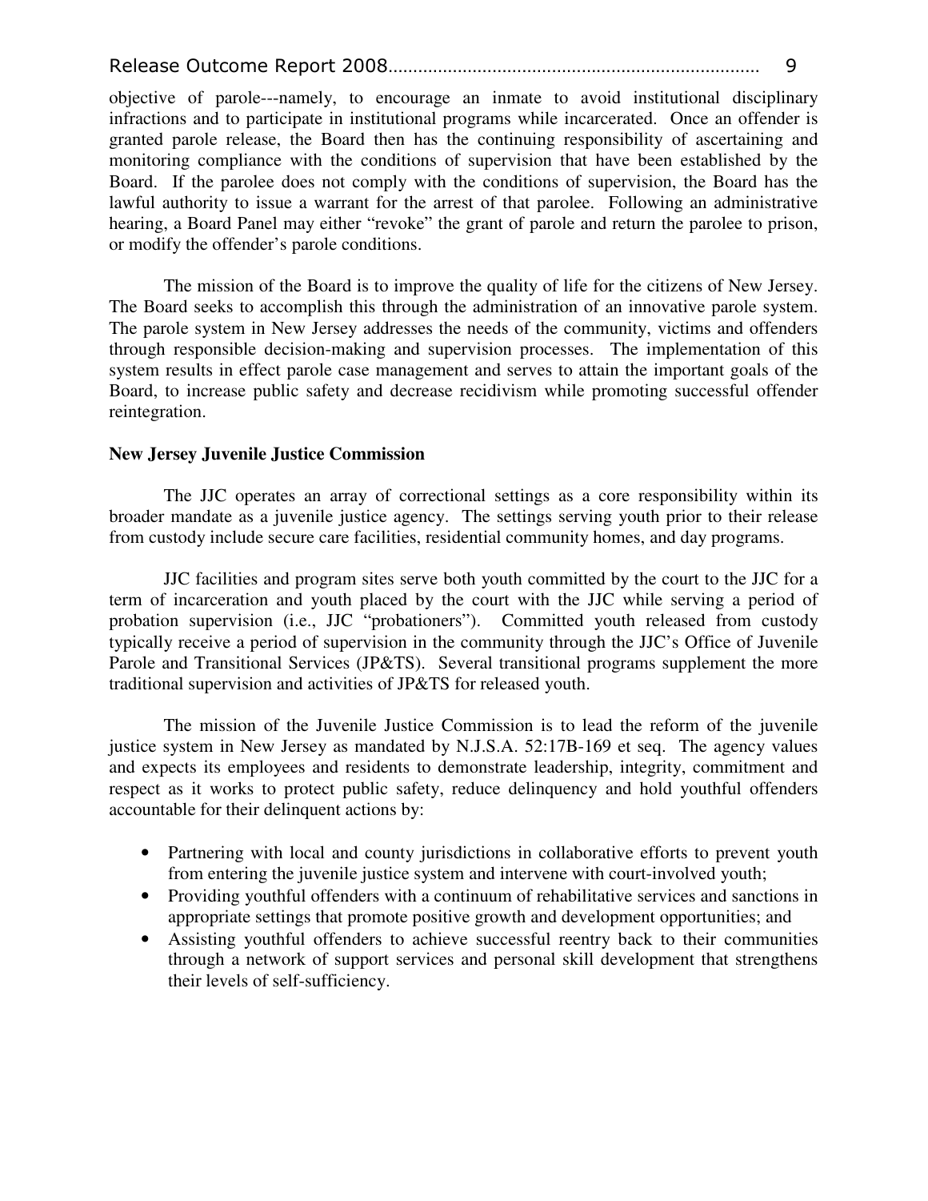objective of parole---namely, to encourage an inmate to avoid institutional disciplinary infractions and to participate in institutional programs while incarcerated. Once an offender is granted parole release, the Board then has the continuing responsibility of ascertaining and monitoring compliance with the conditions of supervision that have been established by the Board. If the parolee does not comply with the conditions of supervision, the Board has the lawful authority to issue a warrant for the arrest of that parolee. Following an administrative hearing, a Board Panel may either "revoke" the grant of parole and return the parolee to prison, or modify the offender's parole conditions.

The mission of the Board is to improve the quality of life for the citizens of New Jersey. The Board seeks to accomplish this through the administration of an innovative parole system. The parole system in New Jersey addresses the needs of the community, victims and offenders through responsible decision-making and supervision processes. The implementation of this system results in effect parole case management and serves to attain the important goals of the Board, to increase public safety and decrease recidivism while promoting successful offender reintegration.

**New Jersey Juvenile Justice Commission**

The JJC operates an array of correctional settings as a core responsibility within its broader mandate as a juvenile justice agency. The settings serving youth prior to their release from custody include secure care facilities, residential community homes, and day programs.

JJC facilities and program sites serve both youth committed by the court to the JJC for a term of incarceration and youth placed by the court with the JJC while serving a period of probation supervision (i.e., JJC "probationers"). Committed youth released from custody typically receive a period of supervision in the community through the JJC's Office of Juvenile Parole and Transitional Services (JP&TS). Several transitional programs supplement the more traditional supervision and activities of JP&TS for released youth.

The mission of the Juvenile Justice Commission is to lead the reform of the juvenile justice system in New Jersey as mandated by N.J.S.A. 52:17B-169 et seq. The agency values and expects its employees and residents to demonstrate leadership, integrity, commitment and respect as it works to protect public safety, reduce delinquency and hold youthful offenders accountable for their delinquent actions by:

- Partnering with local and county jurisdictions in collaborative efforts to prevent youth from entering the juvenile justice system and intervene with court-involved youth;
- Providing youthful offenders with a continuum of rehabilitative services and sanctions in appropriate settings that promote positive growth and development opportunities; and
- Assisting youthful offenders to achieve successful reentry back to their communities through a network of support services and personal skill development that strengthens their levels of self-sufficiency.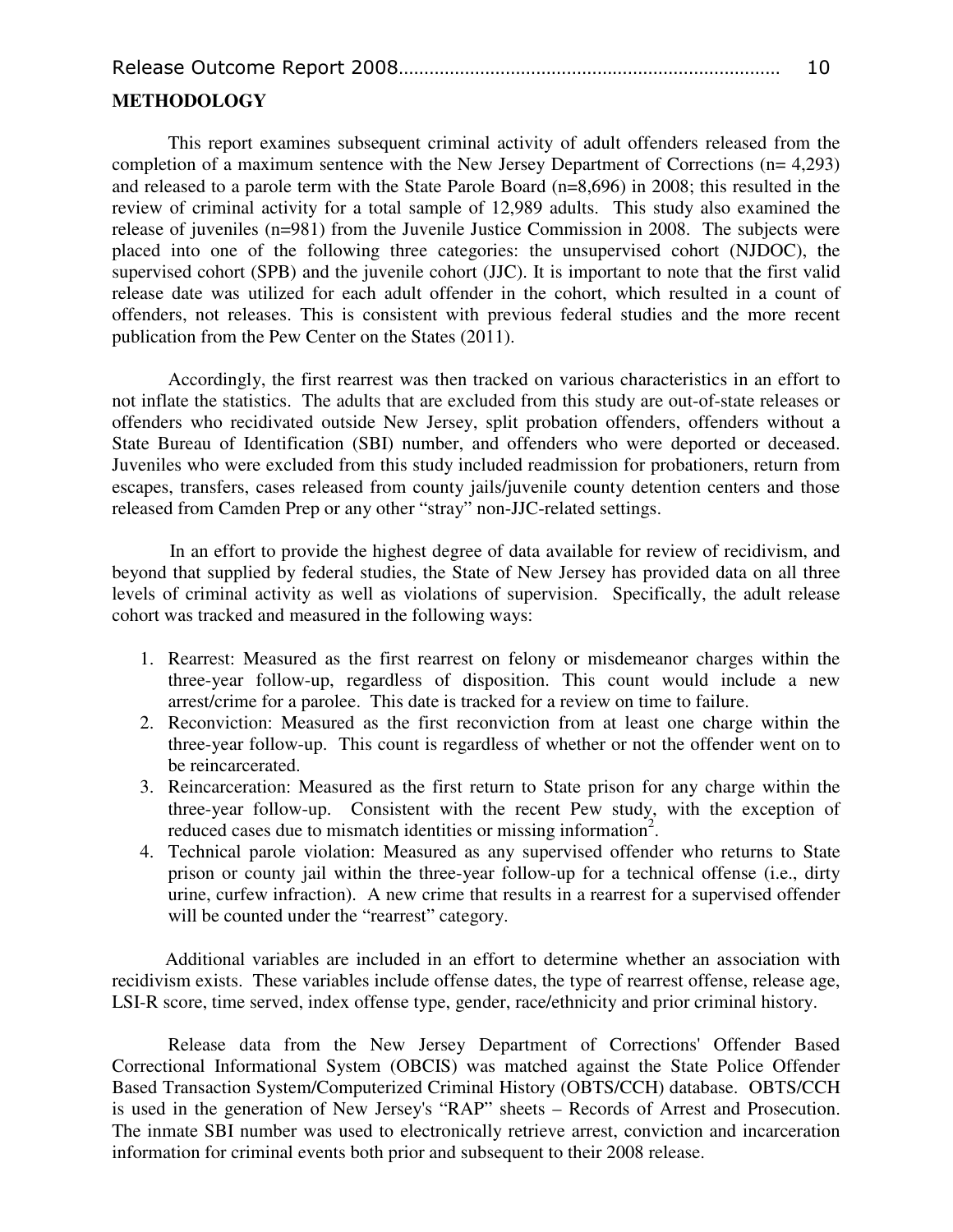## METHODOLOGY

This report examines subsequent criminal activity of adult offenders released from the completion of a maximum sentence with the New Jersey Department of Corrections (n= 4,293) and released to a parole term with the State Parole Board (n=8,696) in 2008; this resulted in the review of criminal activity for a total sample of 12,989 adults. This study also examined the release of juveniles (n=981) from the Juvenile Justice Commission in 2008. The subjects were placed into one of the following three categories: the unsupervised cohort (NJDOC), the supervised cohort (SPB) and the juvenile cohort (JJC). It is important to note that the first valid release date was utilized for each adult offender in the cohort, which resulted in a count of offenders, not releases. This is consistent with previous federal studies and the more recent publication from the Pew Center on the States (2011).

Accordingly, the first rearrest was then tracked on various characteristics in an effort to not inflate the statistics. The adults that are excluded from this study are out-of-state releases or offenders who recidivated outside New Jersey, split probation offenders, offenders without a State Bureau of Identification (SBI) number, and offenders who were deported or deceased. Juveniles who were excluded from this study included readmission for probationers, return from escapes, transfers, cases released from county jails/juvenile county detention centers and those released from Camden Prep or any other "stray" non-JJC-related settings.

In an effort to provide the highest degree of data available for review of recidivism, and beyond that supplied by federal studies, the State of New Jersey has provided data on all three levels of criminal activity as well as violations of supervision. Specifically, the adult release cohort was tracked and measured in the following ways:

1. Rearrest: Measured as the first rearrest on felony or misdemeanor charges within the three-year follow-up, regardless of disposition. This count would include a new arrest/crime for a parolee. This date is tracked for a review on time to failure.
2. Reconviction: Measured as the first reconviction from at least one charge within the three-year follow-up. This count is regardless of whether or not the offender went on to be reincarcerated.
3. Reincarceration: Measured as the first return to State prison for any charge within the three-year follow-up. Consistent with the recent Pew study, with the exception of reduced cases due to mismatch identities or missing information[2].
4. Technical parole violation: Measured as any supervised offender who returns to State prison or county jail within the three-year follow-up for a technical offense (i.e., dirty urine, curfew infraction). A new crime that results in a rearrest for a supervised offender will be counted under the "rearrest" category.

Additional variables are included in an effort to determine whether an association with recidivism exists. These variables include offense dates, the type of rearrest offense, release age, LSI-R score, time served, index offense type, gender, race/ethnicity and prior criminal history.

Release data from the New Jersey Department of Corrections' Offender Based Correctional Informational System (OBCIS) was matched against the State Police Offender Based Transaction System/Computerized Criminal History (OBTS/CCH) database. OBTS/CCH is used in the generation of New Jersey's "RAP" sheets – Records of Arrest and Prosecution. The inmate SBI number was used to electronically retrieve arrest, conviction and incarceration information for criminal events both prior and subsequent to their 2008 release.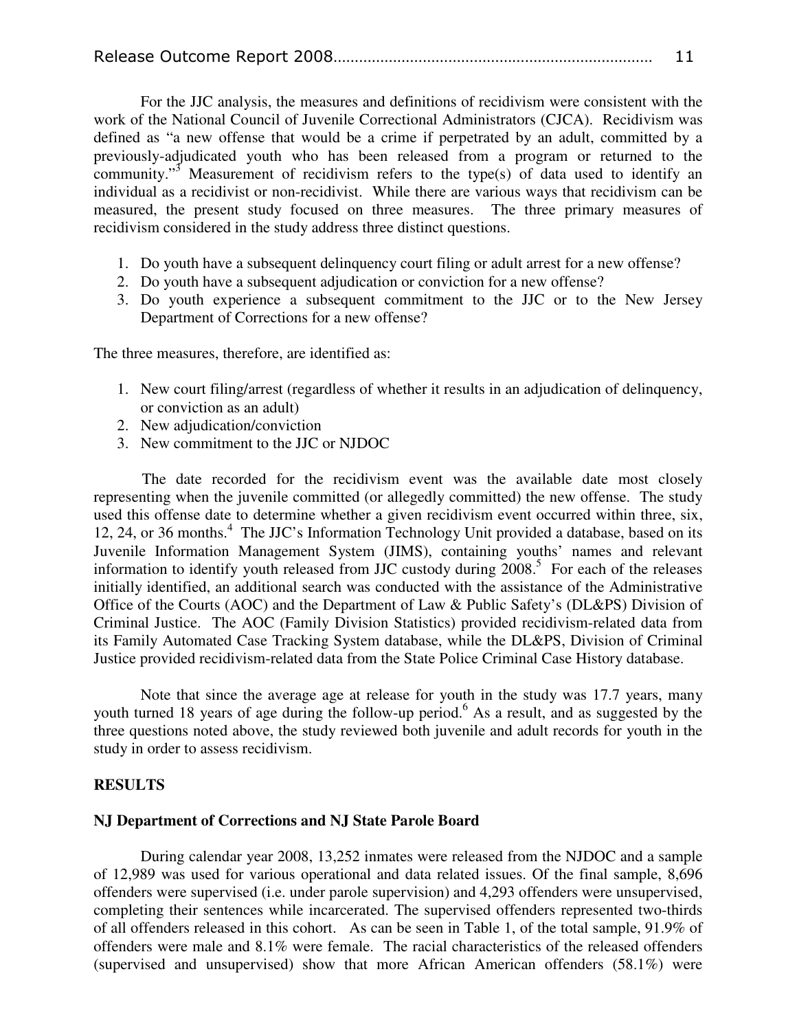For the JJC analysis, the measures and definitions of recidivism were consistent with the work of the National Council of Juvenile Correctional Administrators (CJCA). Recidivism was defined as "a new offense that would be a crime if perpetrated by an adult, committed by a previously-adjudicated youth who has been released from a program or returned to the community."[3] Measurement of recidivism refers to the type(s) of data used to identify an individual as a recidivist or non-recidivist. While there are various ways that recidivism can be measured, the present study focused on three measures. The three primary measures of recidivism considered in the study address three distinct questions.

1. Do youth have a subsequent delinquency court filing or adult arrest for a new offense?
2. Do youth have a subsequent adjudication or conviction for a new offense?
3. Do youth experience a subsequent commitment to the JJC or to the New Jersey Department of Corrections for a new offense?

The three measures, therefore, are identified as:

1. New court filing/arrest (regardless of whether it results in an adjudication of delinquency, or conviction as an adult)
2. New adjudication/conviction
3. New commitment to the JJC or NJDOC

The date recorded for the recidivism event was the available date most closely representing when the juvenile committed (or allegedly committed) the new offense. The study used this offense date to determine whether a given recidivism event occurred within three, six, 12, 24, or 36 months.[4] The JJC's Information Technology Unit provided a database, based on its Juvenile Information Management System (JIMS), containing youths' names and relevant information to identify youth released from JJC custody during 2008.[5] For each of the releases initially identified, an additional search was conducted with the assistance of the Administrative Office of the Courts (AOC) and the Department of Law & Public Safety's (DL&PS) Division of Criminal Justice. The AOC (Family Division Statistics) provided recidivism-related data from its Family Automated Case Tracking System database, while the DL&PS, Division of Criminal Justice provided recidivism-related data from the State Police Criminal Case History database.

Note that since the average age at release for youth in the study was 17.7 years, many youth turned 18 years of age during the follow-up period.[6] As a result, and as suggested by the three questions noted above, the study reviewed both juvenile and adult records for youth in the study in order to assess recidivism.

## RESULTS

### NJ Department of Corrections and NJ State Parole Board

During calendar year 2008, 13,252 inmates were released from the NJDOC and a sample of 12,989 was used for various operational and data related issues. Of the final sample, 8,696 offenders were supervised (i.e. under parole supervision) and 4,293 offenders were unsupervised, completing their sentences while incarcerated. The supervised offenders represented two-thirds of all offenders released in this cohort. As can be seen in Table 1, of the total sample, 91.9% of offenders were male and 8.1% were female. The racial characteristics of the released offenders (supervised and unsupervised) show that more African American offenders (58.1%) were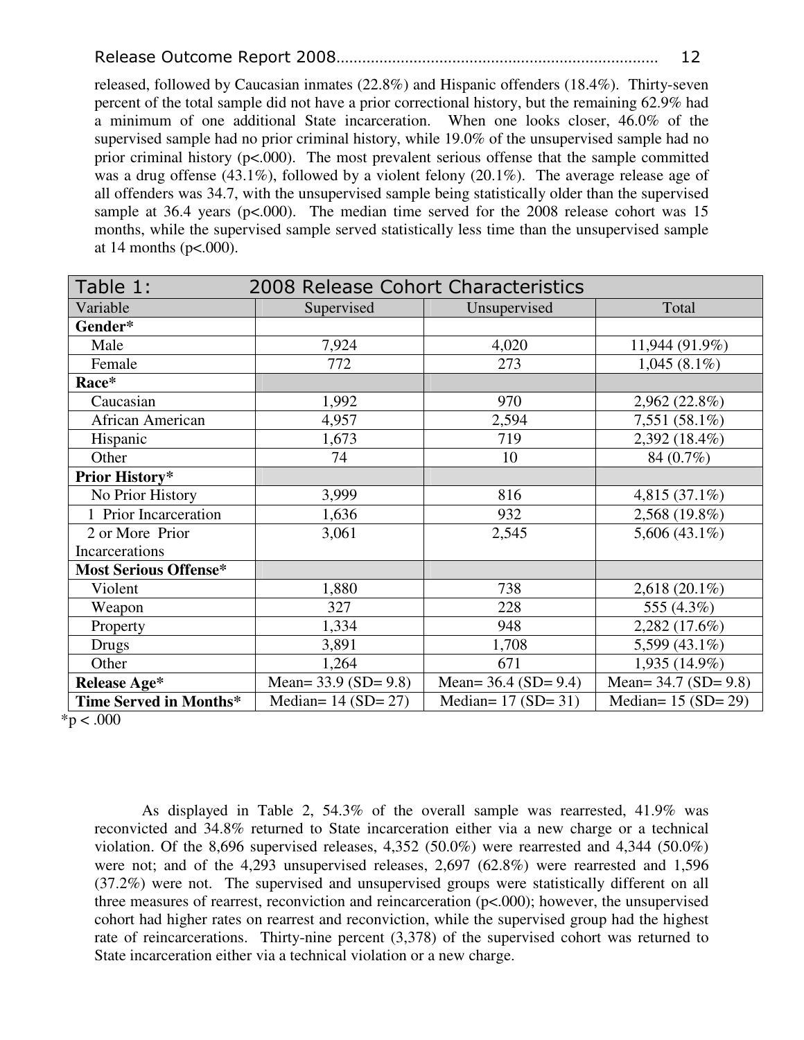released, followed by Caucasian inmates (22.8%) and Hispanic offenders (18.4%). Thirty-seven percent of the total sample did not have a prior correctional history, but the remaining 62.9% had a minimum of one additional State incarceration. When one looks closer, 46.0% of the supervised sample had no prior criminal history, while 19.0% of the unsupervised sample had no prior criminal history ($p<.000$). The most prevalent serious offense that the sample committed was a drug offense (43.1%), followed by a violent felony (20.1%). The average release age of all offenders was 34.7, with the unsupervised sample being statistically older than the supervised sample at 36.4 years ($p<.000$). The median time served for the 2008 release cohort was 15 months, while the supervised sample served statistically less time than the unsupervised sample at 14 months ($p<.000$).

| Table 1: 2008 Release Cohort Characteristics | | | |
|---|---|---|---|
| Variable | Supervised | Unsupervised | Total |
| **Gender*** | | | |
| Male | 7,924 | 4,020 | 11,944 (91.9%) |
| Female | 772 | 273 | 1,045 (8.1%) |
| **Race*** | | | |
| Caucasian | 1,992 | 970 | 2,962 (22.8%) |
| African American | 4,957 | 2,594 | 7,551 (58.1%) |
| Hispanic | 1,673 | 719 | 2,392 (18.4%) |
| Other | 74 | 10 | 84 (0.7%) |
| **Prior History*** | | | |
| No Prior History | 3,999 | 816 | 4,815 (37.1%) |
| 1 Prior Incarceration | 1,636 | 932 | 2,568 (19.8%) |
| 2 or More Prior Incarcerations | 3,061 | 2,545 | 5,606 (43.1%) |
| **Most Serious Offense*** | | | |
| Violent | 1,880 | 738 | 2,618 (20.1%) |
| Weapon | 327 | 228 | 555 (4.3%) |
| Property | 1,334 | 948 | 2,282 (17.6%) |
| Drugs | 3,891 | 1,708 | 5,599 (43.1%) |
| Other | 1,264 | 671 | 1,935 (14.9%) |
| **Release Age*** | Mean= 33.9 (SD= 9.8) | Mean= 36.4 (SD= 9.4) | Mean= 34.7 (SD= 9.8) |
| **Time Served in Months*** | Median= 14 (SD= 27) | Median= 17 (SD= 31) | Median= 15 (SD= 29) |

*$p < .000$

As displayed in Table 2, 54.3% of the overall sample was rearrested, 41.9% was reconvicted and 34.8% returned to State incarceration either via a new charge or a technical violation. Of the 8,696 supervised releases, 4,352 (50.0%) were rearrested and 4,344 (50.0%) were not; and of the 4,293 unsupervised releases, 2,697 (62.8%) were rearrested and 1,596 (37.2%) were not. The supervised and unsupervised groups were statistically different on all three measures of rearrest, reconviction and reincarceration ($p<.000$); however, the unsupervised cohort had higher rates on rearrest and reconviction, while the supervised group had the highest rate of reincarcerations. Thirty-nine percent (3,378) of the supervised cohort was returned to State incarceration either via a technical violation or a new charge.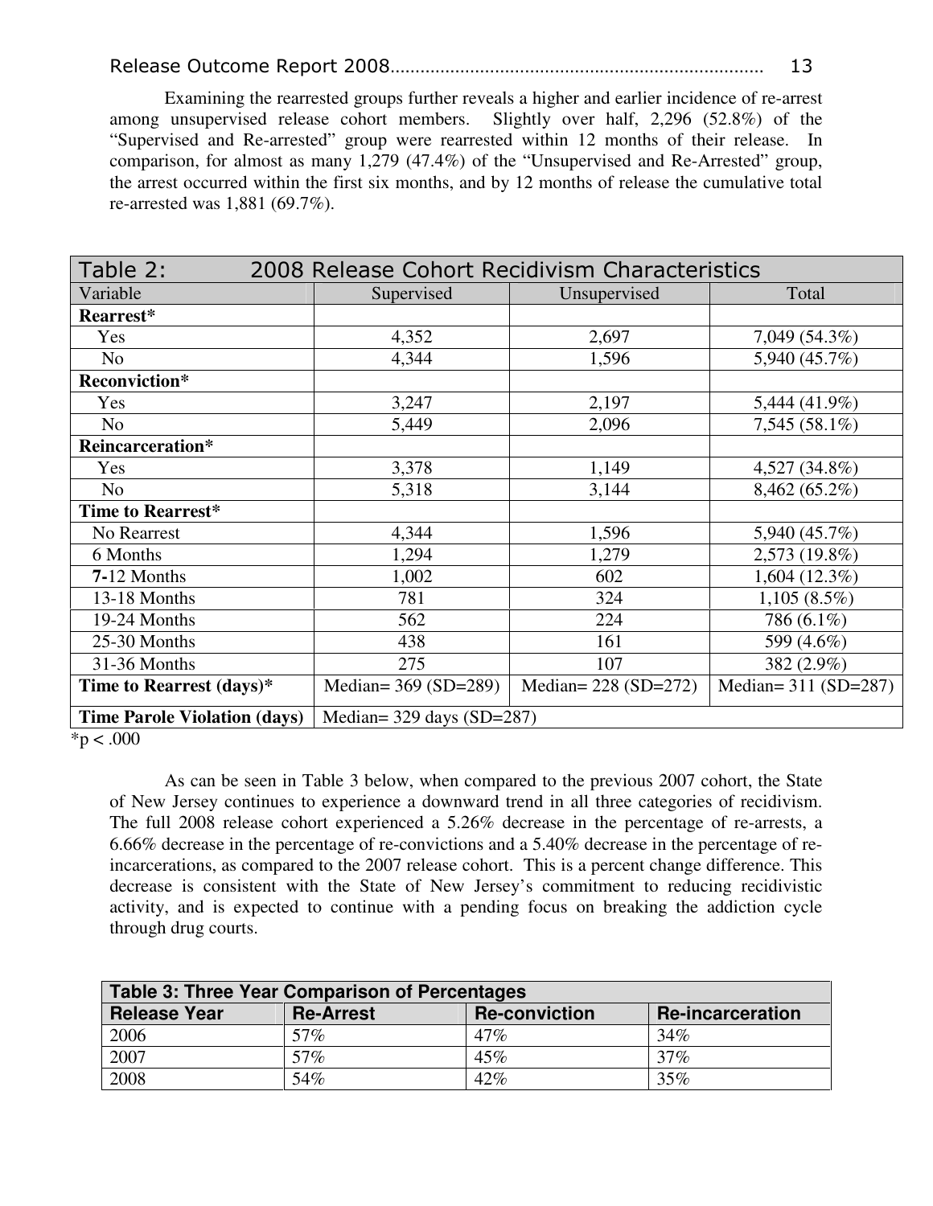Examining the rearrested groups further reveals a higher and earlier incidence of re-arrest among unsupervised release cohort members. Slightly over half, 2,296 (52.8%) of the "Supervised and Re-arrested" group were rearrested within 12 months of their release. In comparison, for almost as many 1,279 (47.4%) of the "Unsupervised and Re-Arrested" group, the arrest occurred within the first six months, and by 12 months of release the cumulative total re-arrested was 1,881 (69.7%).

| Table 2: 2008 Release Cohort Recidivism Characteristics | | | |
|---|---|---|---|
| Variable | Supervised | Unsupervised | Total |
| **Rearrest*** | | | |
| Yes | 4,352 | 2,697 | 7,049 (54.3%) |
| No | 4,344 | 1,596 | 5,940 (45.7%) |
| **Reconviction*** | | | |
| Yes | 3,247 | 2,197 | 5,444 (41.9%) |
| No | 5,449 | 2,096 | 7,545 (58.1%) |
| **Reincarceration*** | | | |
| Yes | 3,378 | 1,149 | 4,527 (34.8%) |
| No | 5,318 | 3,144 | 8,462 (65.2%) |
| **Time to Rearrest*** | | | |
| No Rearrest | 4,344 | 1,596 | 5,940 (45.7%) |
| 6 Months | 1,294 | 1,279 | 2,573 (19.8%) |
| 7-12 Months | 1,002 | 602 | 1,604 (12.3%) |
| 13-18 Months | 781 | 324 | 1,105 (8.5%) |
| 19-24 Months | 562 | 224 | 786 (6.1%) |
| 25-30 Months | 438 | 161 | 599 (4.6%) |
| 31-36 Months | 275 | 107 | 382 (2.9%) |
| **Time to Rearrest (days)*** | Median= 369 (SD=289) | Median= 228 (SD=272) | Median= 311 (SD=287) |
| **Time Parole Violation (days)** | Median= 329 days (SD=287) | | |

*$p < .000$

As can be seen in Table 3 below, when compared to the previous 2007 cohort, the State of New Jersey continues to experience a downward trend in all three categories of recidivism. The full 2008 release cohort experienced a 5.26% decrease in the percentage of re-arrests, a 6.66% decrease in the percentage of re-convictions and a 5.40% decrease in the percentage of re-incarcerations, as compared to the 2007 release cohort. This is a percent change difference. This decrease is consistent with the State of New Jersey's commitment to reducing recidivistic activity, and is expected to continue with a pending focus on breaking the addiction cycle through drug courts.

| Table 3: Three Year Comparison of Percentages | | | |
|---|---|---|---|
| **Release Year** | **Re-Arrest** | **Re-conviction** | **Re-incarceration** |
| 2006 | 57% | 47% | 34% |
| 2007 | 57% | 45% | 37% |
| 2008 | 54% | 42% | 35% |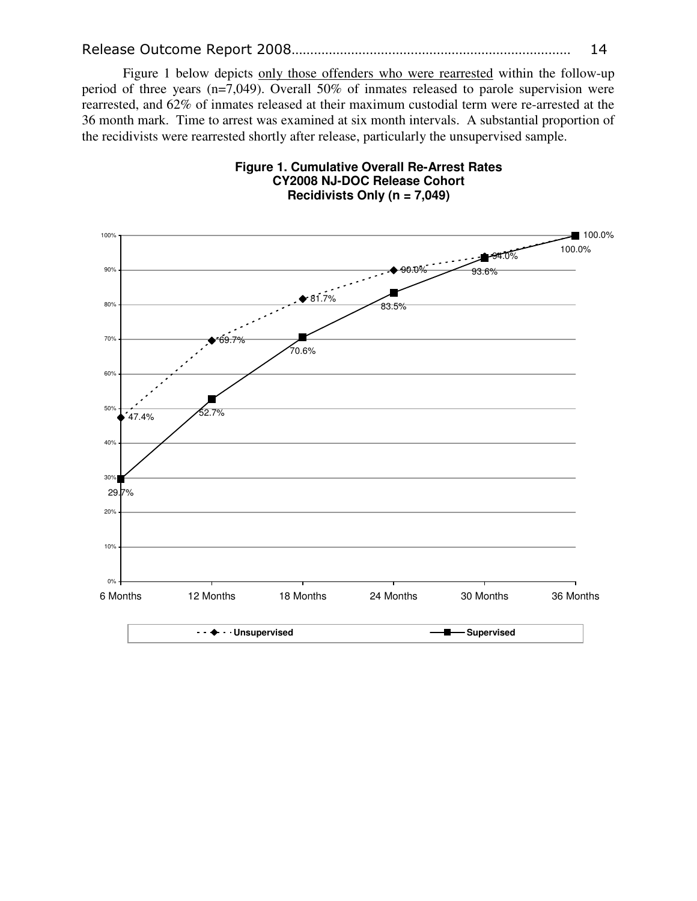Figure 1 below depicts <u>only those offenders who were rearrested</u> within the follow-up period of three years (n=7,049). Overall 50% of inmates released to parole supervision were rearrested, and 62% of inmates released at their maximum custodial term were re-arrested at the 36 month mark. Time to arrest was examined at six month intervals. A substantial proportion of the recidivists were rearrested shortly after release, particularly the unsupervised sample.

**Figure 1. Cumulative Overall Re-Arrest Rates CY2008 NJ-DOC Release Cohort Recidivists Only (n = 7,049)**

| | 6 Months | 12 Months | 18 Months | 24 Months | 30 Months | 36 Months |
|---|---|---|---|---|---|---|
| Unsupervised | 47.4% | 69.7% | 81.7% | 90.0% | 94.0% | 100.0% |
| Supervised | 29.7% | 52.7% | 70.6% | 83.5% | 93.6% | 100.0% |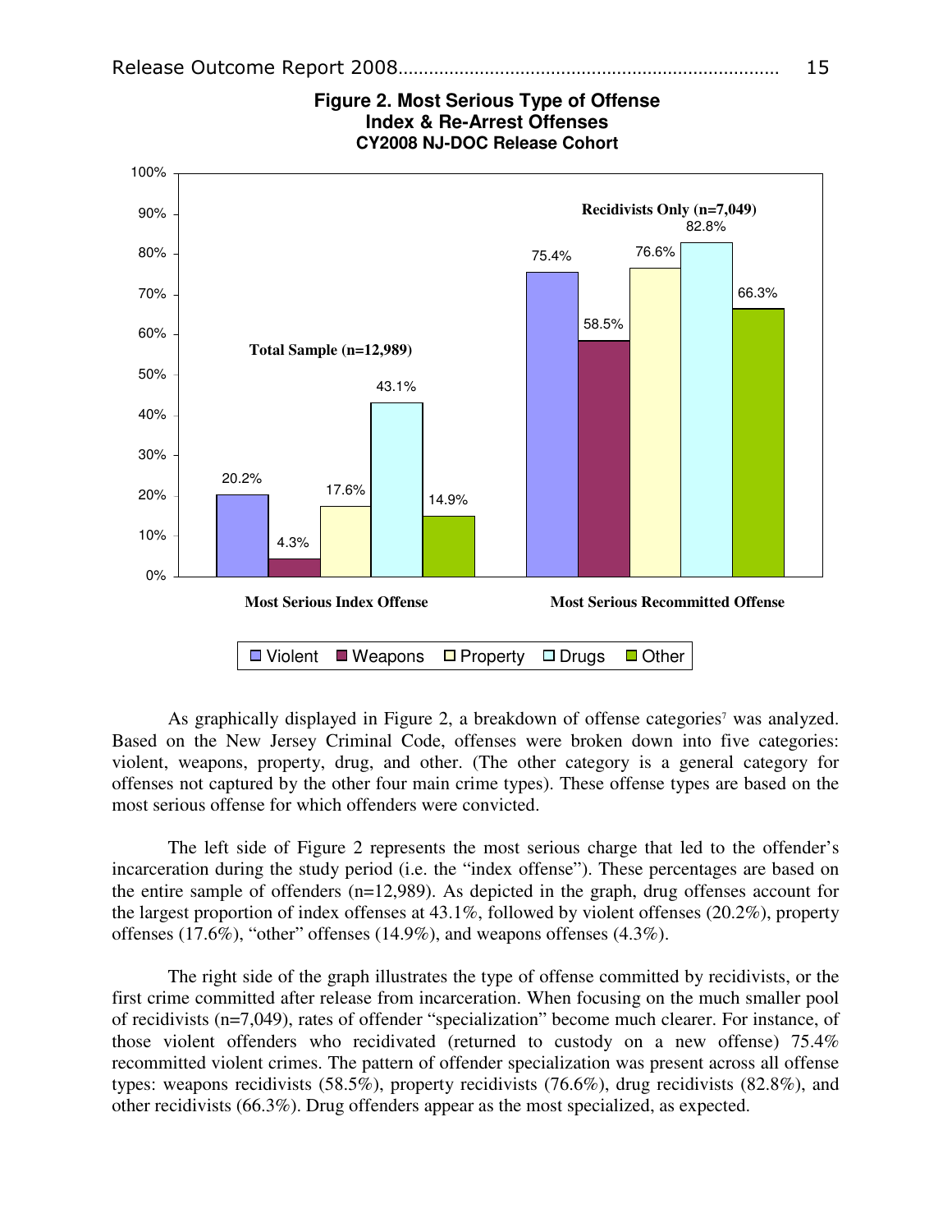**Figure 2. Most Serious Type of Offense**
**Index & Re-Arrest Offenses**
**CY2008 NJ-DOC Release Cohort**

| | Violent | Weapons | Property | Drugs | Other |
|---|---|---|---|---|---|
| Most Serious Index Offense — Total Sample (n=12,989) | 20.2% | 4.3% | 17.6% | 43.1% | 14.9% |
| Most Serious Recommitted Offense — Recidivists Only (n=7,049) | 75.4% | 58.5% | 76.6% | 82.8% | 66.3% |

As graphically displayed in Figure 2, a breakdown of offense categories[7] was analyzed. Based on the New Jersey Criminal Code, offenses were broken down into five categories: violent, weapons, property, drug, and other. (The other category is a general category for offenses not captured by the other four main crime types). These offense types are based on the most serious offense for which offenders were convicted.

The left side of Figure 2 represents the most serious charge that led to the offender's incarceration during the study period (i.e. the "index offense"). These percentages are based on the entire sample of offenders (n=12,989). As depicted in the graph, drug offenses account for the largest proportion of index offenses at 43.1%, followed by violent offenses (20.2%), property offenses (17.6%), "other" offenses (14.9%), and weapons offenses (4.3%).

The right side of the graph illustrates the type of offense committed by recidivists, or the first crime committed after release from incarceration. When focusing on the much smaller pool of recidivists (n=7,049), rates of offender "specialization" become much clearer. For instance, of those violent offenders who recidivated (returned to custody on a new offense) 75.4% recommitted violent crimes. The pattern of offender specialization was present across all offense types: weapons recidivists (58.5%), property recidivists (76.6%), drug recidivists (82.8%), and other recidivists (66.3%). Drug offenders appear as the most specialized, as expected.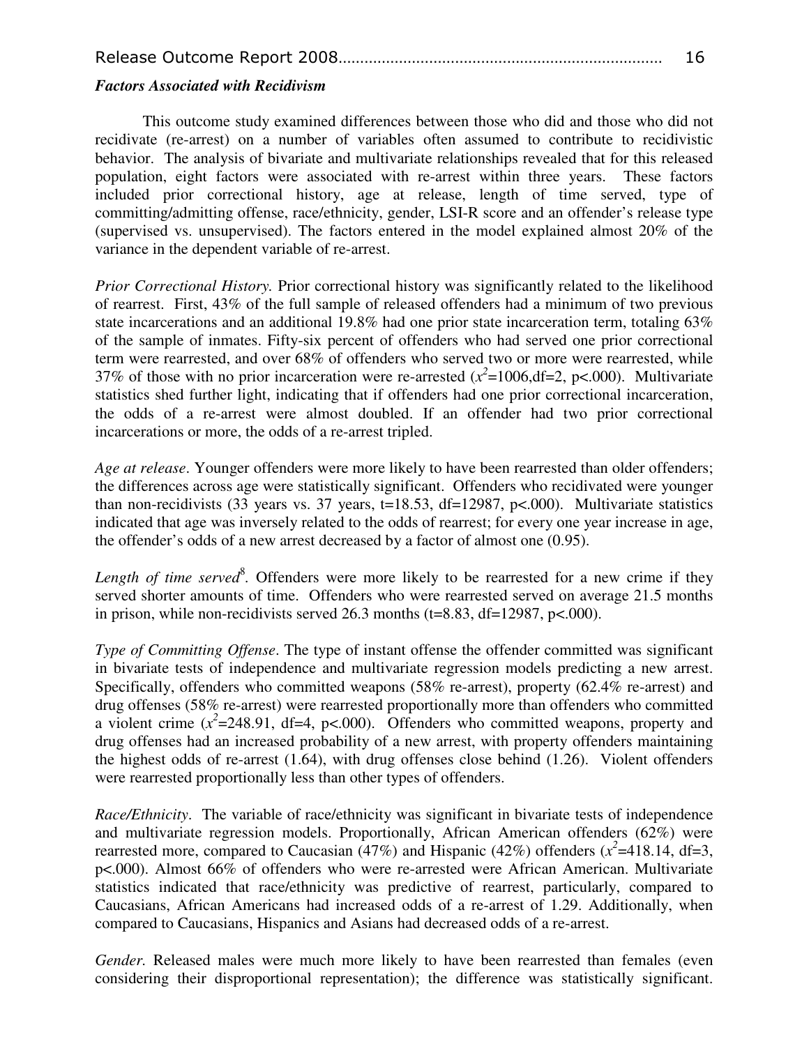### *Factors Associated with Recidivism*

This outcome study examined differences between those who did and those who did not recidivate (re-arrest) on a number of variables often assumed to contribute to recidivistic behavior. The analysis of bivariate and multivariate relationships revealed that for this released population, eight factors were associated with re-arrest within three years. These factors included prior correctional history, age at release, length of time served, type of committing/admitting offense, race/ethnicity, gender, LSI-R score and an offender's release type (supervised vs. unsupervised). The factors entered in the model explained almost 20% of the variance in the dependent variable of re-arrest.

*Prior Correctional History.* Prior correctional history was significantly related to the likelihood of rearrest. First, 43% of the full sample of released offenders had a minimum of two previous state incarcerations and an additional 19.8% had one prior state incarceration term, totaling 63% of the sample of inmates. Fifty-six percent of offenders who had served one prior correctional term were rearrested, and over 68% of offenders who served two or more were rearrested, while 37% of those with no prior incarceration were re-arrested ($x^2$=1006,df=2, p<.000). Multivariate statistics shed further light, indicating that if offenders had one prior correctional incarceration, the odds of a re-arrest were almost doubled. If an offender had two prior correctional incarcerations or more, the odds of a re-arrest tripled.

*Age at release*. Younger offenders were more likely to have been rearrested than older offenders; the differences across age were statistically significant. Offenders who recidivated were younger than non-recidivists (33 years vs. 37 years, t=18.53, df=12987, p<.000). Multivariate statistics indicated that age was inversely related to the odds of rearrest; for every one year increase in age, the offender's odds of a new arrest decreased by a factor of almost one (0.95).

*Length of time served*[8]. Offenders were more likely to be rearrested for a new crime if they served shorter amounts of time. Offenders who were rearrested served on average 21.5 months in prison, while non-recidivists served 26.3 months (t=8.83, df=12987, p<.000).

*Type of Committing Offense*. The type of instant offense the offender committed was significant in bivariate tests of independence and multivariate regression models predicting a new arrest. Specifically, offenders who committed weapons (58% re-arrest), property (62.4% re-arrest) and drug offenses (58% re-arrest) were rearrested proportionally more than offenders who committed a violent crime ($x^2$=248.91, df=4, p<.000). Offenders who committed weapons, property and drug offenses had an increased probability of a new arrest, with property offenders maintaining the highest odds of re-arrest (1.64), with drug offenses close behind (1.26). Violent offenders were rearrested proportionally less than other types of offenders.

*Race/Ethnicity*. The variable of race/ethnicity was significant in bivariate tests of independence and multivariate regression models. Proportionally, African American offenders (62%) were rearrested more, compared to Caucasian (47%) and Hispanic (42%) offenders ($x^2$=418.14, df=3, p<.000). Almost 66% of offenders who were re-arrested were African American. Multivariate statistics indicated that race/ethnicity was predictive of rearrest, particularly, compared to Caucasians, African Americans had increased odds of a re-arrest of 1.29. Additionally, when compared to Caucasians, Hispanics and Asians had decreased odds of a re-arrest.

*Gender.* Released males were much more likely to have been rearrested than females (even considering their disproportional representation); the difference was statistically significant.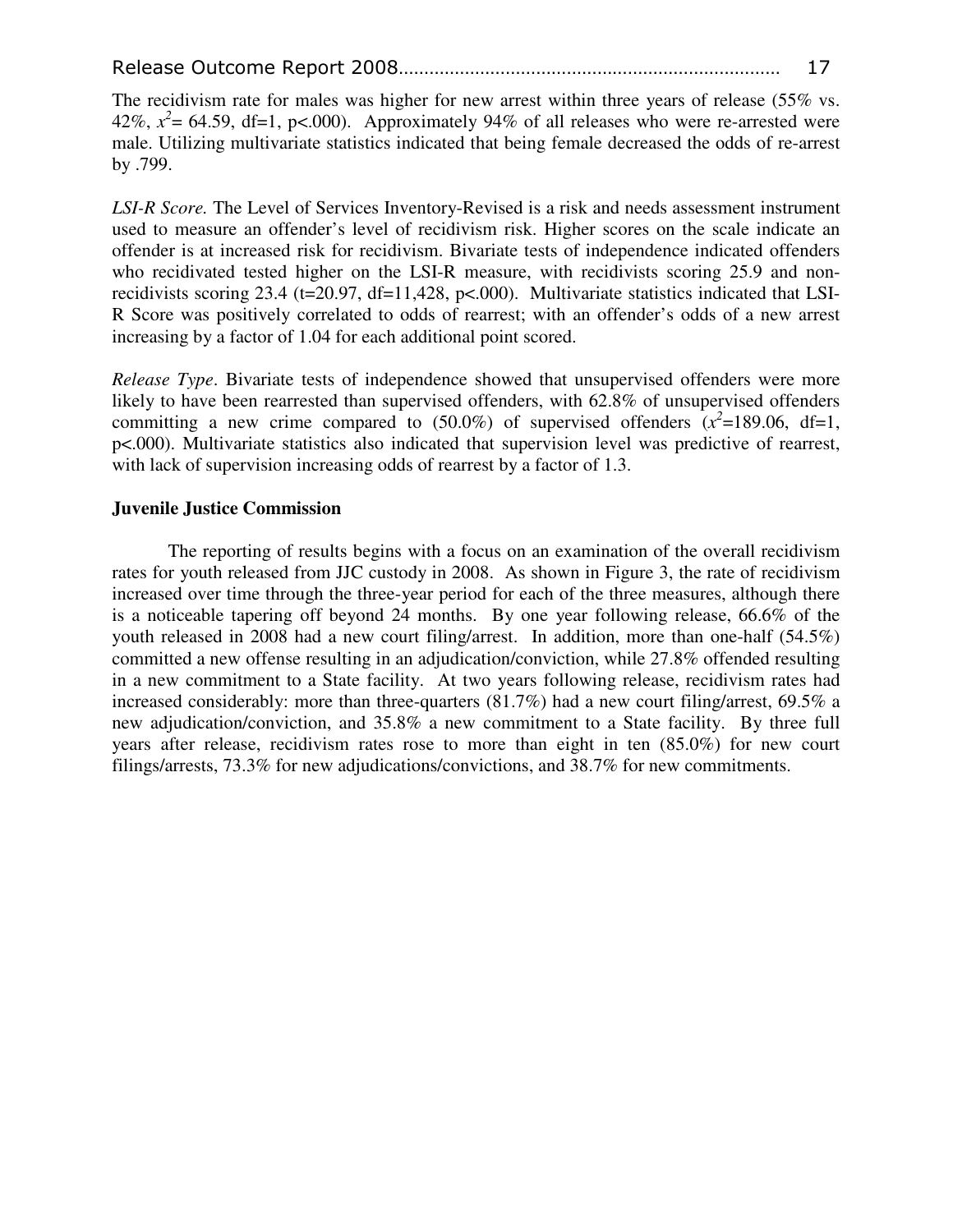The recidivism rate for males was higher for new arrest within three years of release (55% vs. 42%, $x^2$= 64.59, df=1, p<.000). Approximately 94% of all releases who were re-arrested were male. Utilizing multivariate statistics indicated that being female decreased the odds of re-arrest by .799.

*LSI-R Score.* The Level of Services Inventory-Revised is a risk and needs assessment instrument used to measure an offender's level of recidivism risk. Higher scores on the scale indicate an offender is at increased risk for recidivism. Bivariate tests of independence indicated offenders who recidivated tested higher on the LSI-R measure, with recidivists scoring 25.9 and non-recidivists scoring 23.4 (t=20.97, df=11,428, p<.000). Multivariate statistics indicated that LSI-R Score was positively correlated to odds of rearrest; with an offender's odds of a new arrest increasing by a factor of 1.04 for each additional point scored.

*Release Type*. Bivariate tests of independence showed that unsupervised offenders were more likely to have been rearrested than supervised offenders, with 62.8% of unsupervised offenders committing a new crime compared to (50.0%) of supervised offenders ($x^2$=189.06, df=1, p<.000). Multivariate statistics also indicated that supervision level was predictive of rearrest, with lack of supervision increasing odds of rearrest by a factor of 1.3.

**Juvenile Justice Commission**

The reporting of results begins with a focus on an examination of the overall recidivism rates for youth released from JJC custody in 2008. As shown in Figure 3, the rate of recidivism increased over time through the three-year period for each of the three measures, although there is a noticeable tapering off beyond 24 months. By one year following release, 66.6% of the youth released in 2008 had a new court filing/arrest. In addition, more than one-half (54.5%) committed a new offense resulting in an adjudication/conviction, while 27.8% offended resulting in a new commitment to a State facility. At two years following release, recidivism rates had increased considerably: more than three-quarters (81.7%) had a new court filing/arrest, 69.5% a new adjudication/conviction, and 35.8% a new commitment to a State facility. By three full years after release, recidivism rates rose to more than eight in ten (85.0%) for new court filings/arrests, 73.3% for new adjudications/convictions, and 38.7% for new commitments.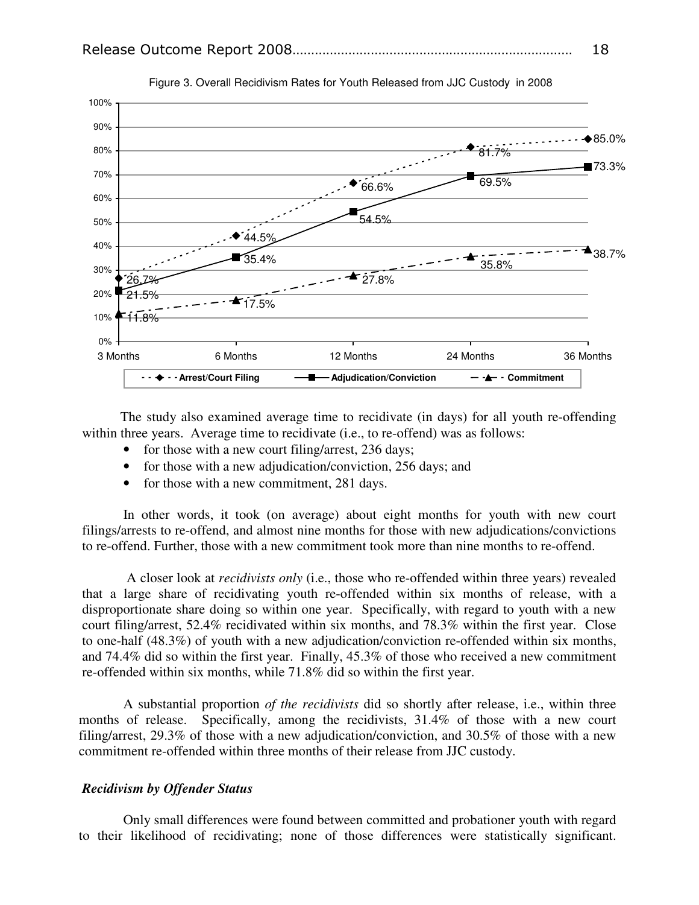Figure 3. Overall Recidivism Rates for Youth Released from JJC Custody in 2008

| | 3 Months | 6 Months | 12 Months | 24 Months | 36 Months |
|---|---|---|---|---|---|
| Arrest/Court Filing | 26.7% | 44.5% | 66.6% | 81.7% | 85.0% |
| Adjudication/Conviction | 21.5% | 35.4% | 54.5% | 69.5% | 73.3% |
| Commitment | 11.8% | 17.5% | 27.8% | 35.8% | 38.7% |

The study also examined average time to recidivate (in days) for all youth re-offending within three years. Average time to recidivate (i.e., to re-offend) was as follows:

- for those with a new court filing/arrest, 236 days;
- for those with a new adjudication/conviction, 256 days; and
- for those with a new commitment, 281 days.

In other words, it took (on average) about eight months for youth with new court filings/arrests to re-offend, and almost nine months for those with new adjudications/convictions to re-offend. Further, those with a new commitment took more than nine months to re-offend.

A closer look at *recidivists only* (i.e., those who re-offended within three years) revealed that a large share of recidivating youth re-offended within six months of release, with a disproportionate share doing so within one year. Specifically, with regard to youth with a new court filing/arrest, 52.4% recidivated within six months, and 78.3% within the first year. Close to one-half (48.3%) of youth with a new adjudication/conviction re-offended within six months, and 74.4% did so within the first year. Finally, 45.3% of those who received a new commitment re-offended within six months, while 71.8% did so within the first year.

A substantial proportion *of the recidivists* did so shortly after release, i.e., within three months of release. Specifically, among the recidivists, 31.4% of those with a new court filing/arrest, 29.3% of those with a new adjudication/conviction, and 30.5% of those with a new commitment re-offended within three months of their release from JJC custody.

### *Recidivism by Offender Status*

Only small differences were found between committed and probationer youth with regard to their likelihood of recidivating; none of those differences were statistically significant.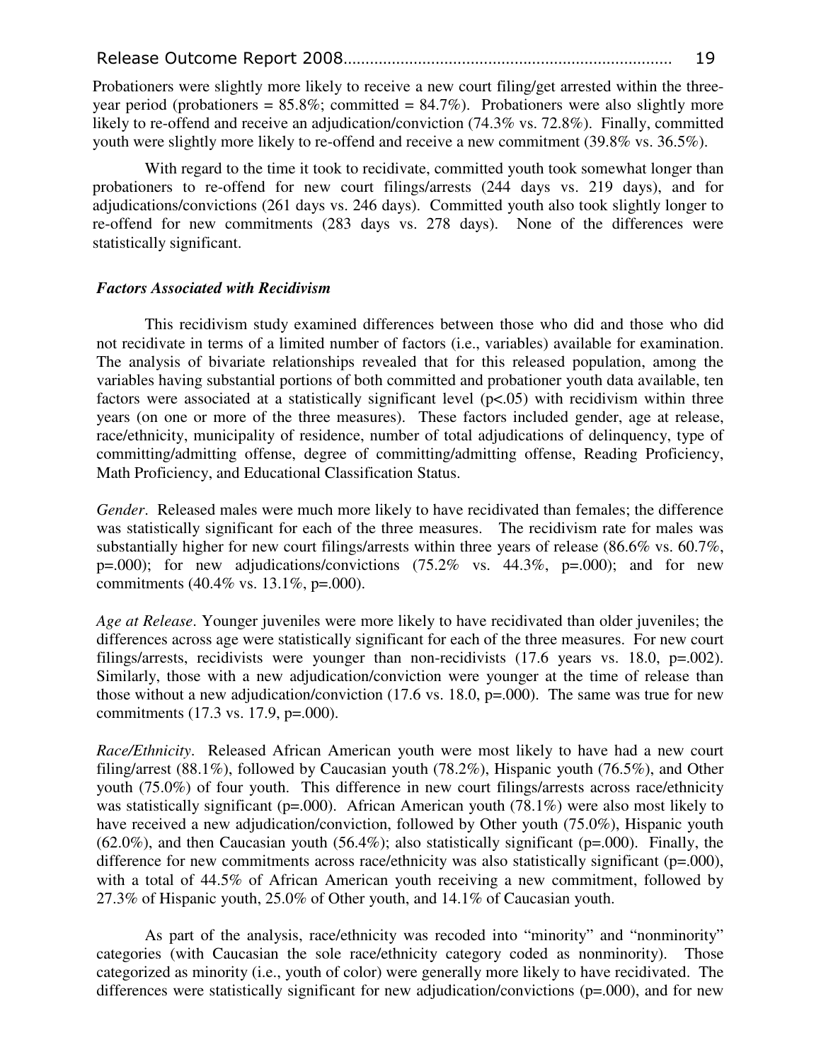Probationers were slightly more likely to receive a new court filing/get arrested within the three-year period (probationers = 85.8%; committed = 84.7%). Probationers were also slightly more likely to re-offend and receive an adjudication/conviction (74.3% vs. 72.8%). Finally, committed youth were slightly more likely to re-offend and receive a new commitment (39.8% vs. 36.5%).

With regard to the time it took to recidivate, committed youth took somewhat longer than probationers to re-offend for new court filings/arrests (244 days vs. 219 days), and for adjudications/convictions (261 days vs. 246 days). Committed youth also took slightly longer to re-offend for new commitments (283 days vs. 278 days). None of the differences were statistically significant.

### *Factors Associated with Recidivism*

This recidivism study examined differences between those who did and those who did not recidivate in terms of a limited number of factors (i.e., variables) available for examination. The analysis of bivariate relationships revealed that for this released population, among the variables having substantial portions of both committed and probationer youth data available, ten factors were associated at a statistically significant level ($p<.05$) with recidivism within three years (on one or more of the three measures). These factors included gender, age at release, race/ethnicity, municipality of residence, number of total adjudications of delinquency, type of committing/admitting offense, degree of committing/admitting offense, Reading Proficiency, Math Proficiency, and Educational Classification Status.

*Gender*. Released males were much more likely to have recidivated than females; the difference was statistically significant for each of the three measures. The recidivism rate for males was substantially higher for new court filings/arrests within three years of release (86.6% vs. 60.7%, p=.000); for new adjudications/convictions (75.2% vs. 44.3%, p=.000); and for new commitments (40.4% vs. 13.1%, p=.000).

*Age at Release*. Younger juveniles were more likely to have recidivated than older juveniles; the differences across age were statistically significant for each of the three measures. For new court filings/arrests, recidivists were younger than non-recidivists (17.6 years vs. 18.0, p=.002). Similarly, those with a new adjudication/conviction were younger at the time of release than those without a new adjudication/conviction (17.6 vs. 18.0, p=.000). The same was true for new commitments (17.3 vs. 17.9, p=.000).

*Race/Ethnicity*. Released African American youth were most likely to have had a new court filing/arrest (88.1%), followed by Caucasian youth (78.2%), Hispanic youth (76.5%), and Other youth (75.0%) of four youth. This difference in new court filings/arrests across race/ethnicity was statistically significant (p=.000). African American youth (78.1%) were also most likely to have received a new adjudication/conviction, followed by Other youth (75.0%), Hispanic youth (62.0%), and then Caucasian youth (56.4%); also statistically significant (p=.000). Finally, the difference for new commitments across race/ethnicity was also statistically significant (p=.000), with a total of 44.5% of African American youth receiving a new commitment, followed by 27.3% of Hispanic youth, 25.0% of Other youth, and 14.1% of Caucasian youth.

As part of the analysis, race/ethnicity was recoded into "minority" and "nonminority" categories (with Caucasian the sole race/ethnicity category coded as nonminority). Those categorized as minority (i.e., youth of color) were generally more likely to have recidivated. The differences were statistically significant for new adjudication/convictions (p=.000), and for new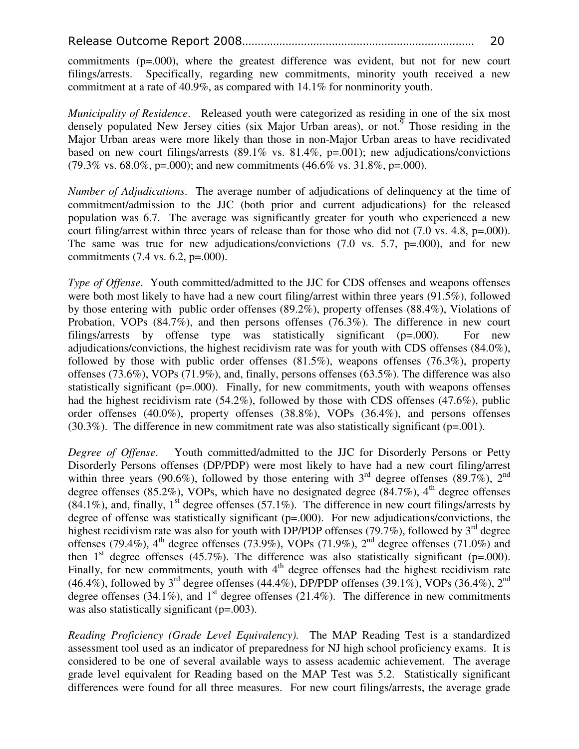commitments (p=.000), where the greatest difference was evident, but not for new court filings/arrests. Specifically, regarding new commitments, minority youth received a new commitment at a rate of 40.9%, as compared with 14.1% for nonminority youth.

*Municipality of Residence*. Released youth were categorized as residing in one of the six most densely populated New Jersey cities (six Major Urban areas), or not.[9] Those residing in the Major Urban areas were more likely than those in non-Major Urban areas to have recidivated based on new court filings/arrests (89.1% vs. 81.4%, p=.001); new adjudications/convictions (79.3% vs. 68.0%, p=.000); and new commitments (46.6% vs. 31.8%, p=.000).

*Number of Adjudications*. The average number of adjudications of delinquency at the time of commitment/admission to the JJC (both prior and current adjudications) for the released population was 6.7. The average was significantly greater for youth who experienced a new court filing/arrest within three years of release than for those who did not (7.0 vs. 4.8, p=.000). The same was true for new adjudications/convictions (7.0 vs. 5.7, p=.000), and for new commitments (7.4 vs. 6.2, p=.000).

*Type of Offense*. Youth committed/admitted to the JJC for CDS offenses and weapons offenses were both most likely to have had a new court filing/arrest within three years (91.5%), followed by those entering with public order offenses (89.2%), property offenses (88.4%), Violations of Probation, VOPs (84.7%), and then persons offenses (76.3%). The difference in new court filings/arrests by offense type was statistically significant (p=.000). For new adjudications/convictions, the highest recidivism rate was for youth with CDS offenses (84.0%), followed by those with public order offenses (81.5%), weapons offenses (76.3%), property offenses (73.6%), VOPs (71.9%), and, finally, persons offenses (63.5%). The difference was also statistically significant (p=.000). Finally, for new commitments, youth with weapons offenses had the highest recidivism rate (54.2%), followed by those with CDS offenses (47.6%), public order offenses (40.0%), property offenses (38.8%), VOPs (36.4%), and persons offenses (30.3%). The difference in new commitment rate was also statistically significant (p=.001).

*Degree of Offense*. Youth committed/admitted to the JJC for Disorderly Persons or Petty Disorderly Persons offenses (DP/PDP) were most likely to have had a new court filing/arrest within three years (90.6%), followed by those entering with 3rd degree offenses (89.7%), 2nd degree offenses (85.2%), VOPs, which have no designated degree (84.7%), 4th degree offenses (84.1%), and, finally, 1st degree offenses (57.1%). The difference in new court filings/arrests by degree of offense was statistically significant (p=.000). For new adjudications/convictions, the highest recidivism rate was also for youth with DP/PDP offenses (79.7%), followed by 3rd degree offenses (79.4%), 4th degree offenses (73.9%), VOPs (71.9%), 2nd degree offenses (71.0%) and then 1st degree offenses (45.7%). The difference was also statistically significant (p=.000). Finally, for new commitments, youth with 4th degree offenses had the highest recidivism rate (46.4%), followed by 3rd degree offenses (44.4%), DP/PDP offenses (39.1%), VOPs (36.4%), 2nd degree offenses (34.1%), and 1st degree offenses (21.4%). The difference in new commitments was also statistically significant (p=.003).

*Reading Proficiency (Grade Level Equivalency).* The MAP Reading Test is a standardized assessment tool used as an indicator of preparedness for NJ high school proficiency exams. It is considered to be one of several available ways to assess academic achievement. The average grade level equivalent for Reading based on the MAP Test was 5.2. Statistically significant differences were found for all three measures. For new court filings/arrests, the average grade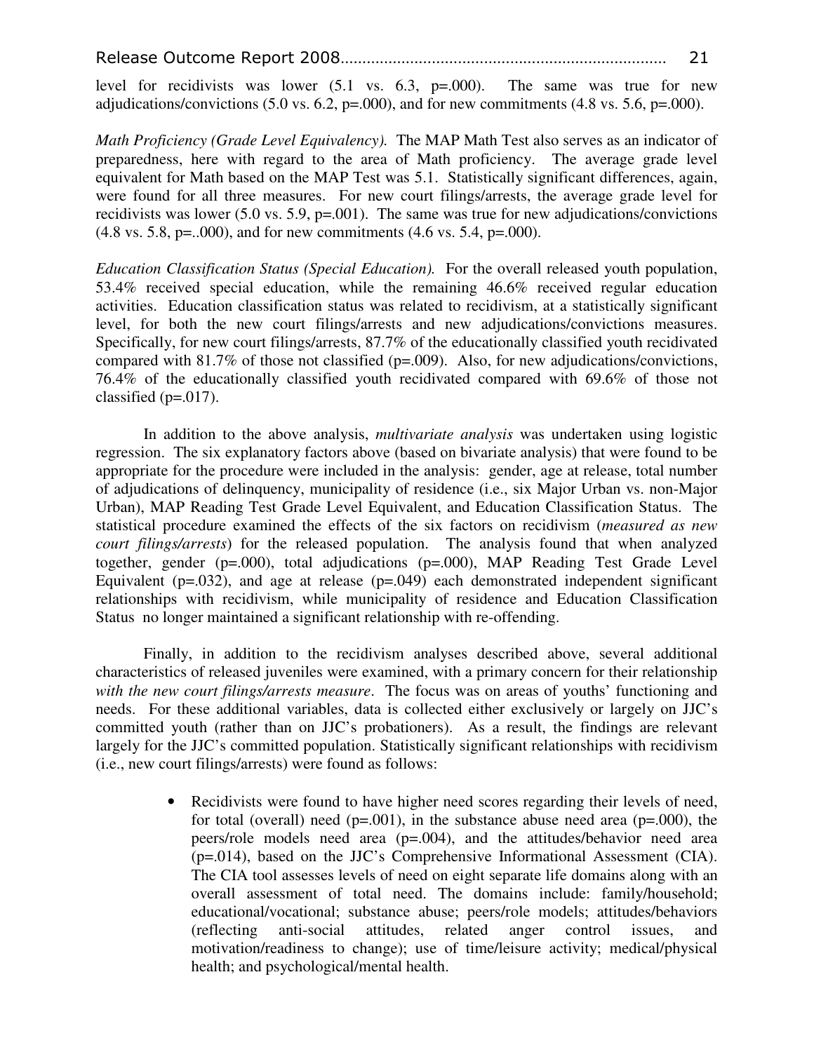level for recidivists was lower (5.1 vs. 6.3, p=.000). The same was true for new adjudications/convictions (5.0 vs. 6.2, p=.000), and for new commitments (4.8 vs. 5.6, p=.000).

*Math Proficiency (Grade Level Equivalency).* The MAP Math Test also serves as an indicator of preparedness, here with regard to the area of Math proficiency. The average grade level equivalent for Math based on the MAP Test was 5.1. Statistically significant differences, again, were found for all three measures. For new court filings/arrests, the average grade level for recidivists was lower (5.0 vs. 5.9, p=.001). The same was true for new adjudications/convictions (4.8 vs. 5.8, p=..000), and for new commitments (4.6 vs. 5.4, p=.000).

*Education Classification Status (Special Education).* For the overall released youth population, 53.4% received special education, while the remaining 46.6% received regular education activities. Education classification status was related to recidivism, at a statistically significant level, for both the new court filings/arrests and new adjudications/convictions measures. Specifically, for new court filings/arrests, 87.7% of the educationally classified youth recidivated compared with 81.7% of those not classified (p=.009). Also, for new adjudications/convictions, 76.4% of the educationally classified youth recidivated compared with 69.6% of those not classified (p=.017).

In addition to the above analysis, *multivariate analysis* was undertaken using logistic regression. The six explanatory factors above (based on bivariate analysis) that were found to be appropriate for the procedure were included in the analysis: gender, age at release, total number of adjudications of delinquency, municipality of residence (i.e., six Major Urban vs. non-Major Urban), MAP Reading Test Grade Level Equivalent, and Education Classification Status. The statistical procedure examined the effects of the six factors on recidivism (*measured as new court filings/arrests*) for the released population. The analysis found that when analyzed together, gender (p=.000), total adjudications (p=.000), MAP Reading Test Grade Level Equivalent (p=.032), and age at release (p=.049) each demonstrated independent significant relationships with recidivism, while municipality of residence and Education Classification Status no longer maintained a significant relationship with re-offending.

Finally, in addition to the recidivism analyses described above, several additional characteristics of released juveniles were examined, with a primary concern for their relationship *with the new court filings/arrests measure*. The focus was on areas of youths' functioning and needs. For these additional variables, data is collected either exclusively or largely on JJC's committed youth (rather than on JJC's probationers). As a result, the findings are relevant largely for the JJC's committed population. Statistically significant relationships with recidivism (i.e., new court filings/arrests) were found as follows:

- Recidivists were found to have higher need scores regarding their levels of need, for total (overall) need (p=.001), in the substance abuse need area (p=.000), the peers/role models need area (p=.004), and the attitudes/behavior need area (p=.014), based on the JJC's Comprehensive Informational Assessment (CIA). The CIA tool assesses levels of need on eight separate life domains along with an overall assessment of total need. The domains include: family/household; educational/vocational; substance abuse; peers/role models; attitudes/behaviors (reflecting anti-social attitudes, related anger control issues, and motivation/readiness to change); use of time/leisure activity; medical/physical health; and psychological/mental health.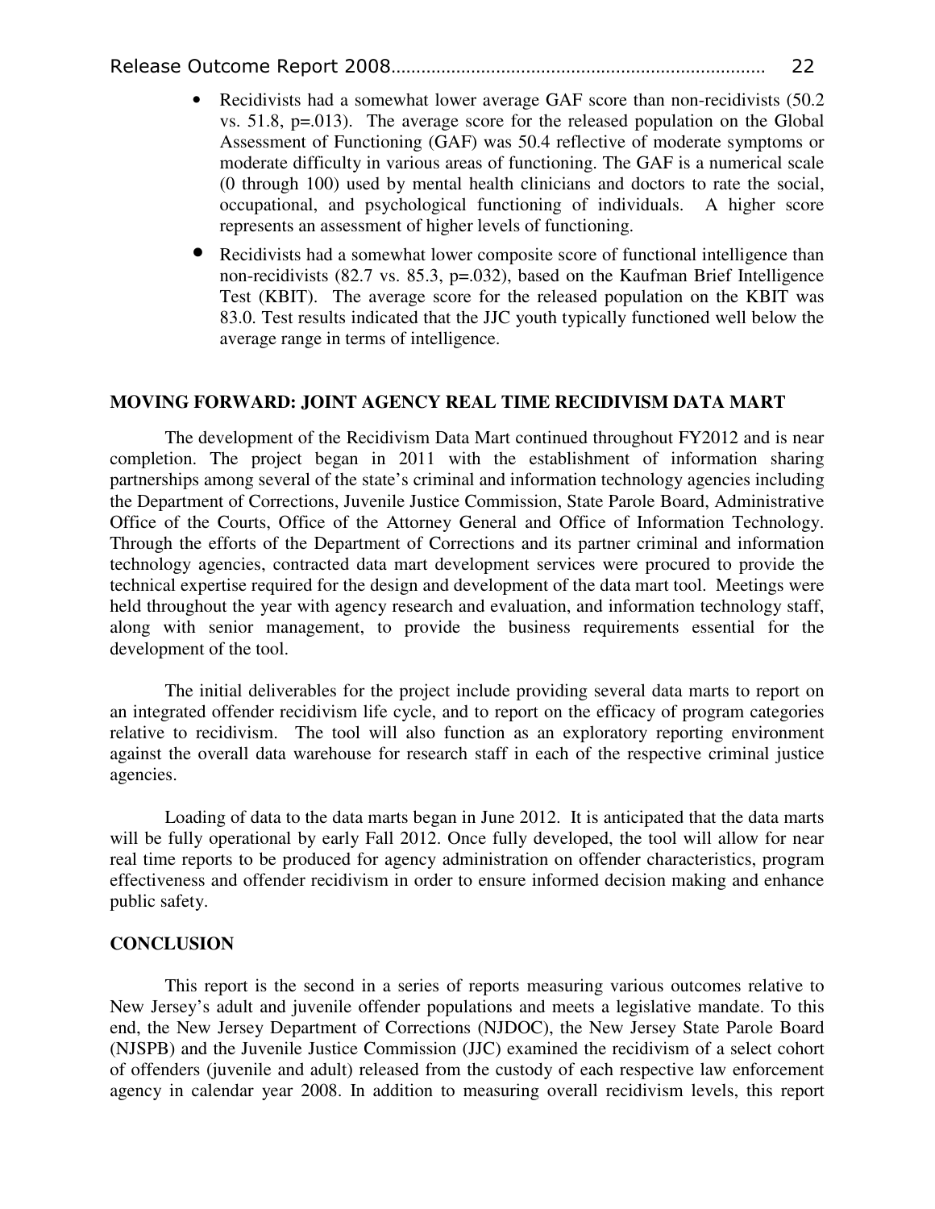- Recidivists had a somewhat lower average GAF score than non-recidivists (50.2 vs. 51.8, p=.013). The average score for the released population on the Global Assessment of Functioning (GAF) was 50.4 reflective of moderate symptoms or moderate difficulty in various areas of functioning. The GAF is a numerical scale (0 through 100) used by mental health clinicians and doctors to rate the social, occupational, and psychological functioning of individuals. A higher score represents an assessment of higher levels of functioning.
- Recidivists had a somewhat lower composite score of functional intelligence than non-recidivists (82.7 vs. 85.3, p=.032), based on the Kaufman Brief Intelligence Test (KBIT). The average score for the released population on the KBIT was 83.0. Test results indicated that the JJC youth typically functioned well below the average range in terms of intelligence.

## MOVING FORWARD: JOINT AGENCY REAL TIME RECIDIVISM DATA MART

The development of the Recidivism Data Mart continued throughout FY2012 and is near completion. The project began in 2011 with the establishment of information sharing partnerships among several of the state's criminal and information technology agencies including the Department of Corrections, Juvenile Justice Commission, State Parole Board, Administrative Office of the Courts, Office of the Attorney General and Office of Information Technology. Through the efforts of the Department of Corrections and its partner criminal and information technology agencies, contracted data mart development services were procured to provide the technical expertise required for the design and development of the data mart tool. Meetings were held throughout the year with agency research and evaluation, and information technology staff, along with senior management, to provide the business requirements essential for the development of the tool.

The initial deliverables for the project include providing several data marts to report on an integrated offender recidivism life cycle, and to report on the efficacy of program categories relative to recidivism. The tool will also function as an exploratory reporting environment against the overall data warehouse for research staff in each of the respective criminal justice agencies.

Loading of data to the data marts began in June 2012. It is anticipated that the data marts will be fully operational by early Fall 2012. Once fully developed, the tool will allow for near real time reports to be produced for agency administration on offender characteristics, program effectiveness and offender recidivism in order to ensure informed decision making and enhance public safety.

## CONCLUSION

This report is the second in a series of reports measuring various outcomes relative to New Jersey's adult and juvenile offender populations and meets a legislative mandate. To this end, the New Jersey Department of Corrections (NJDOC), the New Jersey State Parole Board (NJSPB) and the Juvenile Justice Commission (JJC) examined the recidivism of a select cohort of offenders (juvenile and adult) released from the custody of each respective law enforcement agency in calendar year 2008. In addition to measuring overall recidivism levels, this report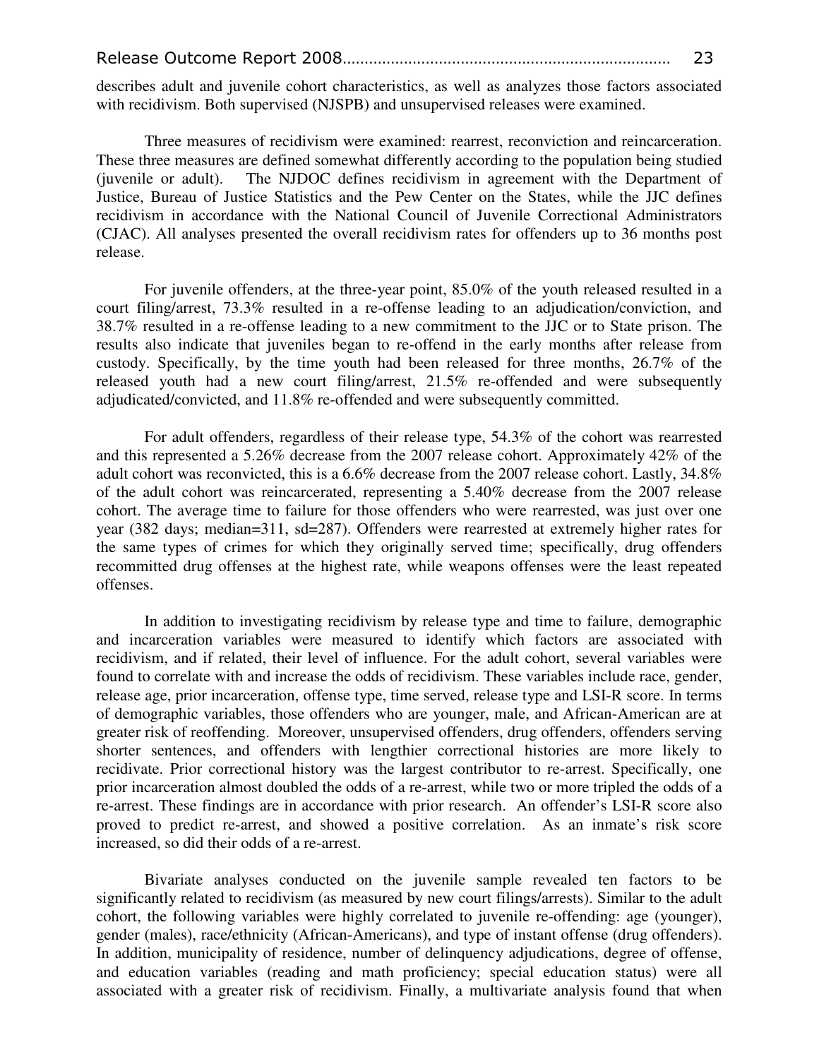describes adult and juvenile cohort characteristics, as well as analyzes those factors associated with recidivism. Both supervised (NJSPB) and unsupervised releases were examined.

Three measures of recidivism were examined: rearrest, reconviction and reincarceration. These three measures are defined somewhat differently according to the population being studied (juvenile or adult). The NJDOC defines recidivism in agreement with the Department of Justice, Bureau of Justice Statistics and the Pew Center on the States, while the JJC defines recidivism in accordance with the National Council of Juvenile Correctional Administrators (CJAC). All analyses presented the overall recidivism rates for offenders up to 36 months post release.

For juvenile offenders, at the three-year point, 85.0% of the youth released resulted in a court filing/arrest, 73.3% resulted in a re-offense leading to an adjudication/conviction, and 38.7% resulted in a re-offense leading to a new commitment to the JJC or to State prison. The results also indicate that juveniles began to re-offend in the early months after release from custody. Specifically, by the time youth had been released for three months, 26.7% of the released youth had a new court filing/arrest, 21.5% re-offended and were subsequently adjudicated/convicted, and 11.8% re-offended and were subsequently committed.

For adult offenders, regardless of their release type, 54.3% of the cohort was rearrested and this represented a 5.26% decrease from the 2007 release cohort. Approximately 42% of the adult cohort was reconvicted, this is a 6.6% decrease from the 2007 release cohort. Lastly, 34.8% of the adult cohort was reincarcerated, representing a 5.40% decrease from the 2007 release cohort. The average time to failure for those offenders who were rearrested, was just over one year (382 days; median=311, sd=287). Offenders were rearrested at extremely higher rates for the same types of crimes for which they originally served time; specifically, drug offenders recommitted drug offenses at the highest rate, while weapons offenses were the least repeated offenses.

In addition to investigating recidivism by release type and time to failure, demographic and incarceration variables were measured to identify which factors are associated with recidivism, and if related, their level of influence. For the adult cohort, several variables were found to correlate with and increase the odds of recidivism. These variables include race, gender, release age, prior incarceration, offense type, time served, release type and LSI-R score. In terms of demographic variables, those offenders who are younger, male, and African-American are at greater risk of reoffending. Moreover, unsupervised offenders, drug offenders, offenders serving shorter sentences, and offenders with lengthier correctional histories are more likely to recidivate. Prior correctional history was the largest contributor to re-arrest. Specifically, one prior incarceration almost doubled the odds of a re-arrest, while two or more tripled the odds of a re-arrest. These findings are in accordance with prior research. An offender's LSI-R score also proved to predict re-arrest, and showed a positive correlation. As an inmate's risk score increased, so did their odds of a re-arrest.

Bivariate analyses conducted on the juvenile sample revealed ten factors to be significantly related to recidivism (as measured by new court filings/arrests). Similar to the adult cohort, the following variables were highly correlated to juvenile re-offending: age (younger), gender (males), race/ethnicity (African-Americans), and type of instant offense (drug offenders). In addition, municipality of residence, number of delinquency adjudications, degree of offense, and education variables (reading and math proficiency; special education status) were all associated with a greater risk of recidivism. Finally, a multivariate analysis found that when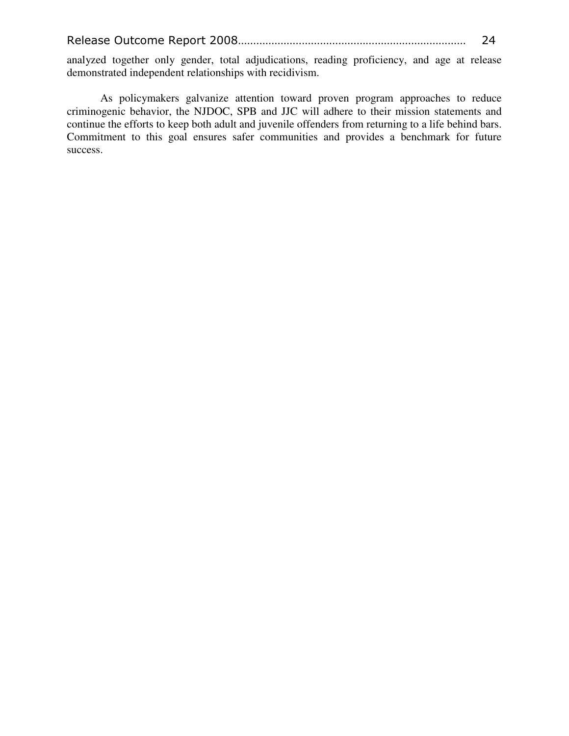analyzed together only gender, total adjudications, reading proficiency, and age at release demonstrated independent relationships with recidivism.

As policymakers galvanize attention toward proven program approaches to reduce criminogenic behavior, the NJDOC, SPB and JJC will adhere to their mission statements and continue the efforts to keep both adult and juvenile offenders from returning to a life behind bars. Commitment to this goal ensures safer communities and provides a benchmark for future success.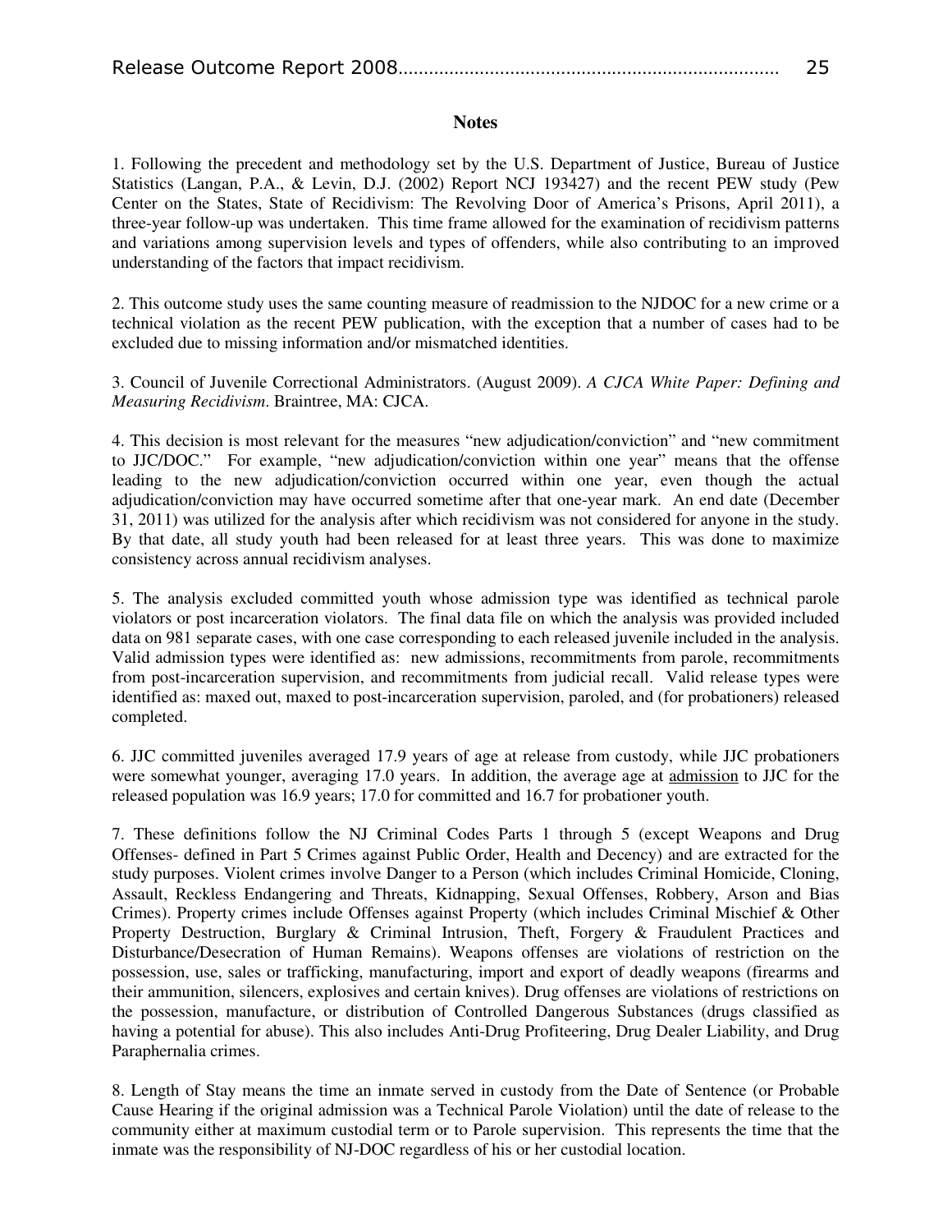## Notes

1. Following the precedent and methodology set by the U.S. Department of Justice, Bureau of Justice Statistics (Langan, P.A., & Levin, D.J. (2002) Report NCJ 193427) and the recent PEW study (Pew Center on the States, State of Recidivism: The Revolving Door of America's Prisons, April 2011), a three-year follow-up was undertaken. This time frame allowed for the examination of recidivism patterns and variations among supervision levels and types of offenders, while also contributing to an improved understanding of the factors that impact recidivism.

2. This outcome study uses the same counting measure of readmission to the NJDOC for a new crime or a technical violation as the recent PEW publication, with the exception that a number of cases had to be excluded due to missing information and/or mismatched identities.

3. Council of Juvenile Correctional Administrators. (August 2009). *A CJCA White Paper: Defining and Measuring Recidivism*. Braintree, MA: CJCA.

4. This decision is most relevant for the measures "new adjudication/conviction" and "new commitment to JJC/DOC." For example, "new adjudication/conviction within one year" means that the offense leading to the new adjudication/conviction occurred within one year, even though the actual adjudication/conviction may have occurred sometime after that one-year mark. An end date (December 31, 2011) was utilized for the analysis after which recidivism was not considered for anyone in the study. By that date, all study youth had been released for at least three years. This was done to maximize consistency across annual recidivism analyses.

5. The analysis excluded committed youth whose admission type was identified as technical parole violators or post incarceration violators. The final data file on which the analysis was provided included data on 981 separate cases, with one case corresponding to each released juvenile included in the analysis. Valid admission types were identified as: new admissions, recommitments from parole, recommitments from post-incarceration supervision, and recommitments from judicial recall. Valid release types were identified as: maxed out, maxed to post-incarceration supervision, paroled, and (for probationers) released completed.

6. JJC committed juveniles averaged 17.9 years of age at release from custody, while JJC probationers were somewhat younger, averaging 17.0 years. In addition, the average age at admission to JJC for the released population was 16.9 years; 17.0 for committed and 16.7 for probationer youth.

7. These definitions follow the NJ Criminal Codes Parts 1 through 5 (except Weapons and Drug Offenses- defined in Part 5 Crimes against Public Order, Health and Decency) and are extracted for the study purposes. Violent crimes involve Danger to a Person (which includes Criminal Homicide, Cloning, Assault, Reckless Endangering and Threats, Kidnapping, Sexual Offenses, Robbery, Arson and Bias Crimes). Property crimes include Offenses against Property (which includes Criminal Mischief & Other Property Destruction, Burglary & Criminal Intrusion, Theft, Forgery & Fraudulent Practices and Disturbance/Desecration of Human Remains). Weapons offenses are violations of restriction on the possession, use, sales or trafficking, manufacturing, import and export of deadly weapons (firearms and their ammunition, silencers, explosives and certain knives). Drug offenses are violations of restrictions on the possession, manufacture, or distribution of Controlled Dangerous Substances (drugs classified as having a potential for abuse). This also includes Anti-Drug Profiteering, Drug Dealer Liability, and Drug Paraphernalia crimes.

8. Length of Stay means the time an inmate served in custody from the Date of Sentence (or Probable Cause Hearing if the original admission was a Technical Parole Violation) until the date of release to the community either at maximum custodial term or to Parole supervision. This represents the time that the inmate was the responsibility of NJ-DOC regardless of his or her custodial location.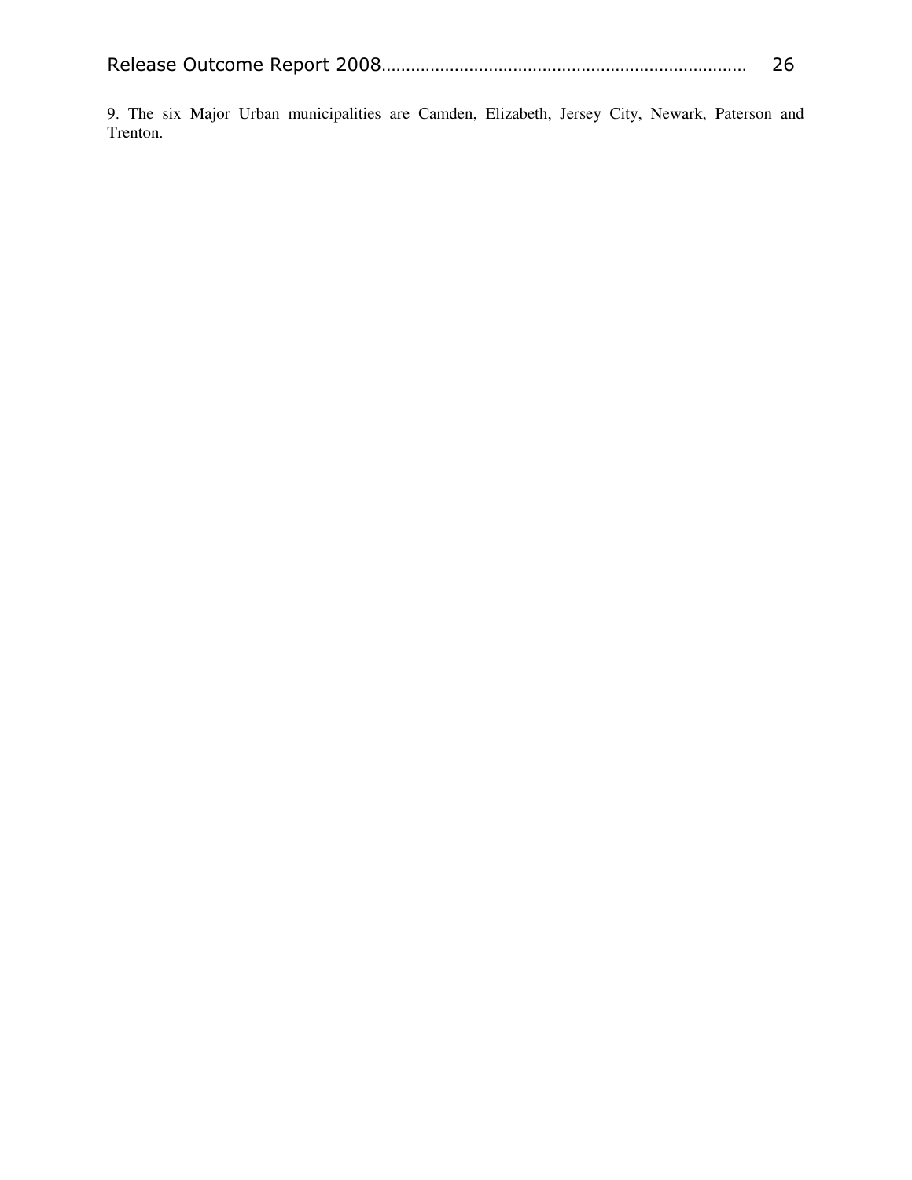9. The six Major Urban municipalities are Camden, Elizabeth, Jersey City, Newark, Paterson and Trenton.